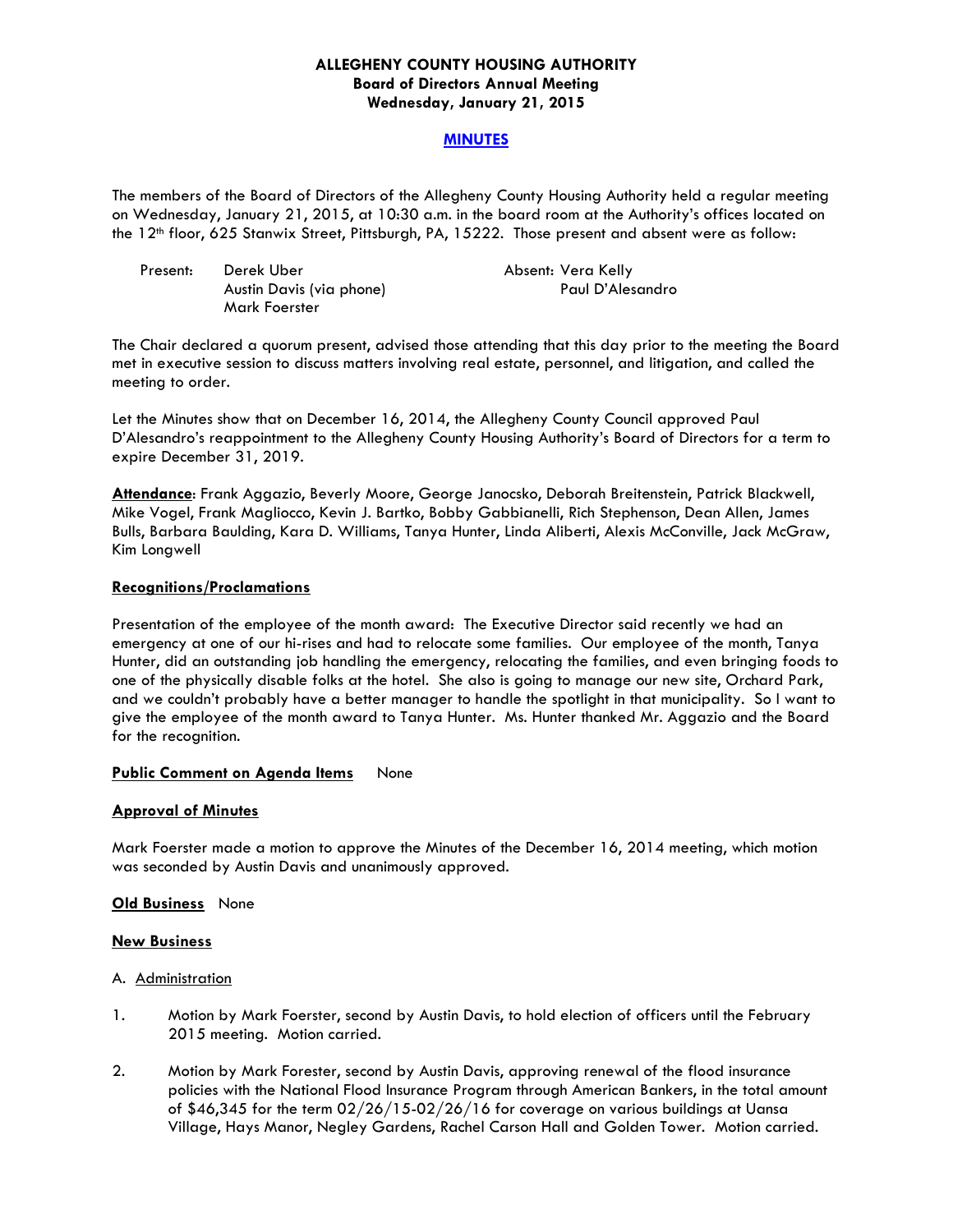**ALLEGHENY COUNTY HOUSING AUTHORITY**
**Board of Directors Annual Meeting**
**Wednesday, January 21, 2015**

**MINUTES**

The members of the Board of Directors of the Allegheny County Housing Authority held a regular meeting on Wednesday, January 21, 2015, at 10:30 a.m. in the board room at the Authority's offices located on the 12th floor, 625 Stanwix Street, Pittsburgh, PA, 15222. Those present and absent were as follow:

Present: Derek Uber
Austin Davis (via phone)
Mark Foerster

Absent: Vera Kelly
Paul D'Alesandro

The Chair declared a quorum present, advised those attending that this day prior to the meeting the Board met in executive session to discuss matters involving real estate, personnel, and litigation, and called the meeting to order.

Let the Minutes show that on December 16, 2014, the Allegheny County Council approved Paul D'Alesandro's reappointment to the Allegheny County Housing Authority's Board of Directors for a term to expire December 31, 2019.

**Attendance**: Frank Aggazio, Beverly Moore, George Janocsko, Deborah Breitenstein, Patrick Blackwell, Mike Vogel, Frank Magliocco, Kevin J. Bartko, Bobby Gabbianelli, Rich Stephenson, Dean Allen, James Bulls, Barbara Baulding, Kara D. Williams, Tanya Hunter, Linda Aliberti, Alexis McConville, Jack McGraw, Kim Longwell

**Recognitions/Proclamations**

Presentation of the employee of the month award: The Executive Director said recently we had an emergency at one of our hi-rises and had to relocate some families. Our employee of the month, Tanya Hunter, did an outstanding job handling the emergency, relocating the families, and even bringing foods to one of the physically disable folks at the hotel. She also is going to manage our new site, Orchard Park, and we couldn't probably have a better manager to handle the spotlight in that municipality. So I want to give the employee of the month award to Tanya Hunter. Ms. Hunter thanked Mr. Aggazio and the Board for the recognition.

**Public Comment on Agenda Items** None

**Approval of Minutes**

Mark Foerster made a motion to approve the Minutes of the December 16, 2014 meeting, which motion was seconded by Austin Davis and unanimously approved.

**Old Business** None

**New Business**

A. Administration

1. Motion by Mark Foerster, second by Austin Davis, to hold election of officers until the February 2015 meeting. Motion carried.

2. Motion by Mark Forester, second by Austin Davis, approving renewal of the flood insurance policies with the National Flood Insurance Program through American Bankers, in the total amount of $46,345 for the term 02/26/15-02/26/16 for coverage on various buildings at Uansa Village, Hays Manor, Negley Gardens, Rachel Carson Hall and Golden Tower. Motion carried.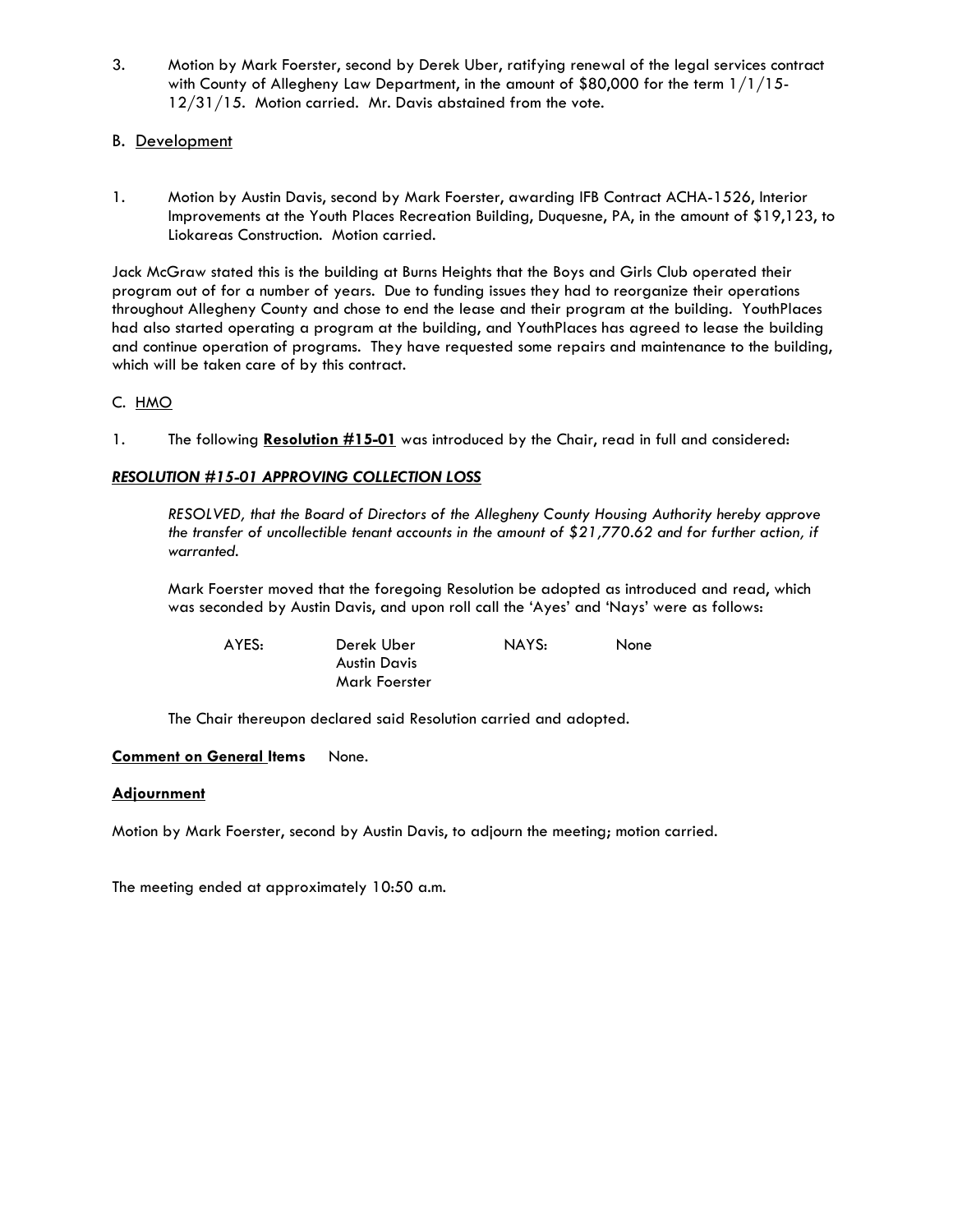3. Motion by Mark Foerster, second by Derek Uber, ratifying renewal of the legal services contract with County of Allegheny Law Department, in the amount of $80,000 for the term 1/1/15-12/31/15. Motion carried. Mr. Davis abstained from the vote.

B. Development

1. Motion by Austin Davis, second by Mark Foerster, awarding IFB Contract ACHA-1526, Interior Improvements at the Youth Places Recreation Building, Duquesne, PA, in the amount of $19,123, to Liokareas Construction. Motion carried.

Jack McGraw stated this is the building at Burns Heights that the Boys and Girls Club operated their program out of for a number of years. Due to funding issues they had to reorganize their operations throughout Allegheny County and chose to end the lease and their program at the building. YouthPlaces had also started operating a program at the building, and YouthPlaces has agreed to lease the building and continue operation of programs. They have requested some repairs and maintenance to the building, which will be taken care of by this contract.

C. HMO

1. The following **Resolution #15-01** was introduced by the Chair, read in full and considered:

***RESOLUTION #15-01 APPROVING COLLECTION LOSS***

*RESOLVED, that the Board of Directors of the Allegheny County Housing Authority hereby approve the transfer of uncollectible tenant accounts in the amount of $21,770.62 and for further action, if warranted.*

Mark Foerster moved that the foregoing Resolution be adopted as introduced and read, which was seconded by Austin Davis, and upon roll call the 'Ayes' and 'Nays' were as follows:

| AYES: | Derek Uber | NAYS: | None |
|---|---|---|---|
| | Austin Davis | | |
| | Mark Foerster | | |

The Chair thereupon declared said Resolution carried and adopted.

**Comment on General Items** None.

**Adjournment**

Motion by Mark Foerster, second by Austin Davis, to adjourn the meeting; motion carried.

The meeting ended at approximately 10:50 a.m.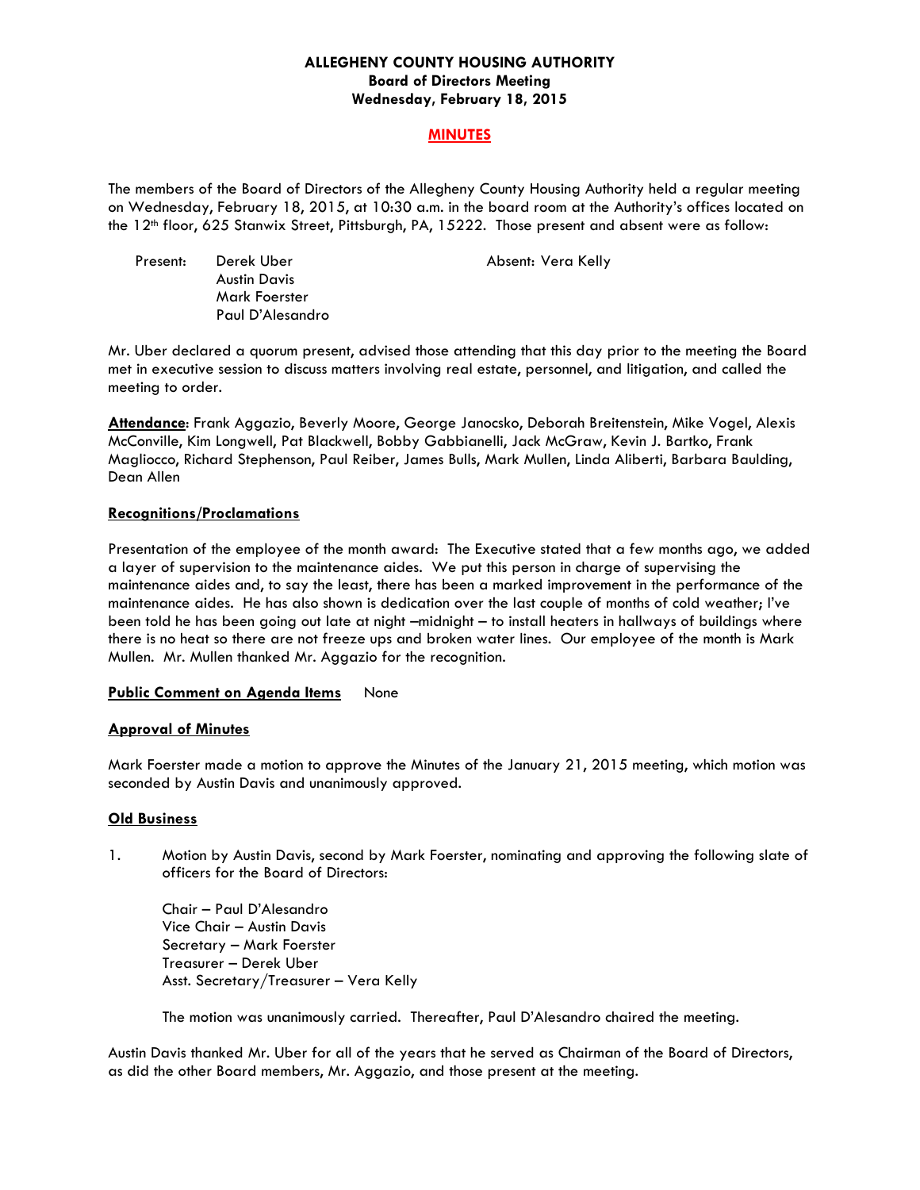**ALLEGHENY COUNTY HOUSING AUTHORITY**
**Board of Directors Meeting**
**Wednesday, February 18, 2015**

**MINUTES**

The members of the Board of Directors of the Allegheny County Housing Authority held a regular meeting on Wednesday, February 18, 2015, at 10:30 a.m. in the board room at the Authority's offices located on the 12th floor, 625 Stanwix Street, Pittsburgh, PA, 15222. Those present and absent were as follow:

Present: Derek Uber
Austin Davis
Mark Foerster
Paul D'Alesandro

Absent: Vera Kelly

Mr. Uber declared a quorum present, advised those attending that this day prior to the meeting the Board met in executive session to discuss matters involving real estate, personnel, and litigation, and called the meeting to order.

**Attendance**: Frank Aggazio, Beverly Moore, George Janocsko, Deborah Breitenstein, Mike Vogel, Alexis McConville, Kim Longwell, Pat Blackwell, Bobby Gabbianelli, Jack McGraw, Kevin J. Bartko, Frank Magliocco, Richard Stephenson, Paul Reiber, James Bulls, Mark Mullen, Linda Aliberti, Barbara Baulding, Dean Allen

**Recognitions/Proclamations**

Presentation of the employee of the month award: The Executive stated that a few months ago, we added a layer of supervision to the maintenance aides. We put this person in charge of supervising the maintenance aides and, to say the least, there has been a marked improvement in the performance of the maintenance aides. He has also shown is dedication over the last couple of months of cold weather; I've been told he has been going out late at night –midnight – to install heaters in hallways of buildings where there is no heat so there are not freeze ups and broken water lines. Our employee of the month is Mark Mullen. Mr. Mullen thanked Mr. Aggazio for the recognition.

**Public Comment on Agenda Items** None

**Approval of Minutes**

Mark Foerster made a motion to approve the Minutes of the January 21, 2015 meeting, which motion was seconded by Austin Davis and unanimously approved.

**Old Business**

1. Motion by Austin Davis, second by Mark Foerster, nominating and approving the following slate of officers for the Board of Directors:

   Chair – Paul D'Alesandro
   Vice Chair – Austin Davis
   Secretary – Mark Foerster
   Treasurer – Derek Uber
   Asst. Secretary/Treasurer – Vera Kelly

   The motion was unanimously carried. Thereafter, Paul D'Alesandro chaired the meeting.

Austin Davis thanked Mr. Uber for all of the years that he served as Chairman of the Board of Directors, as did the other Board members, Mr. Aggazio, and those present at the meeting.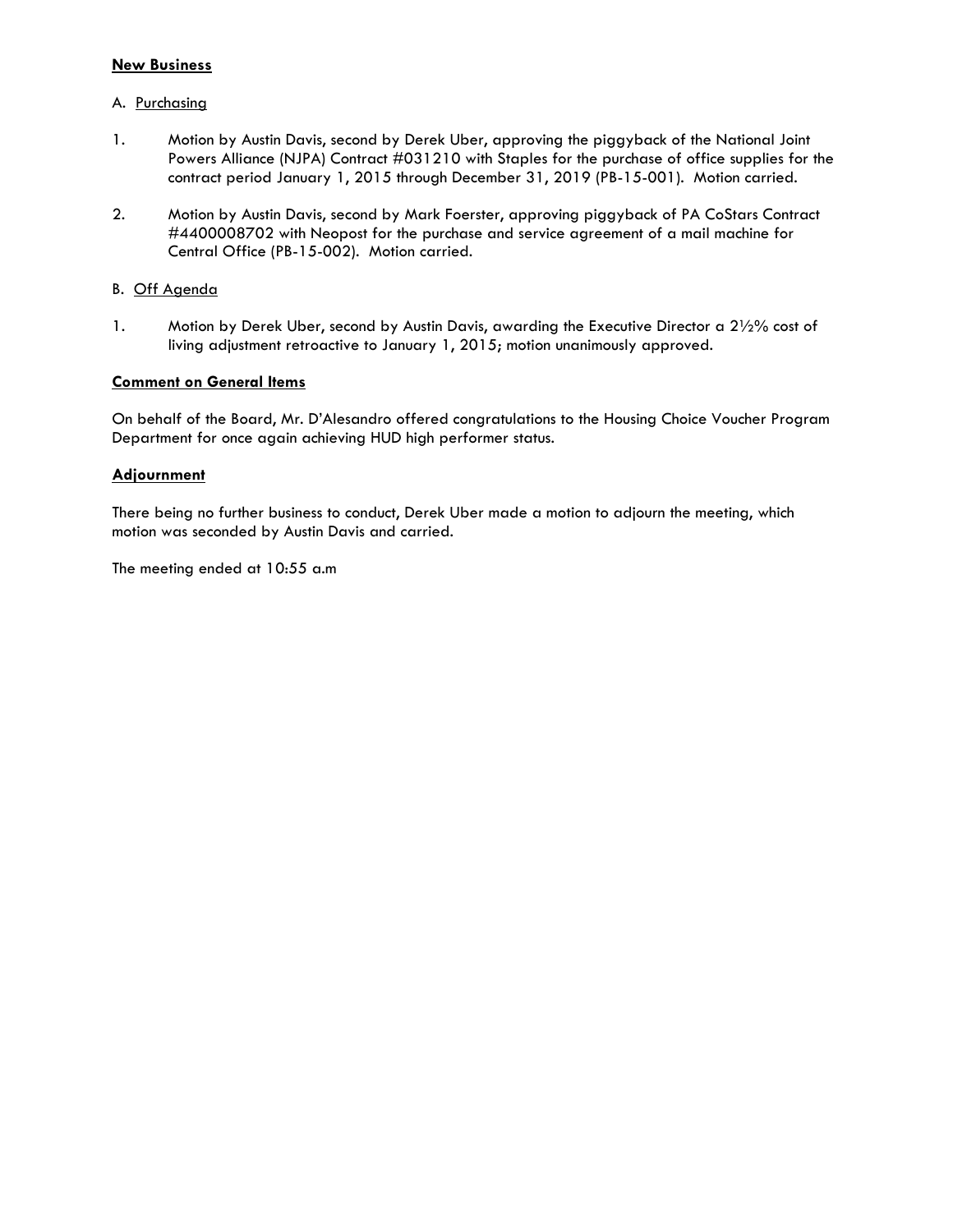**New Business**

A. Purchasing

1. Motion by Austin Davis, second by Derek Uber, approving the piggyback of the National Joint Powers Alliance (NJPA) Contract #031210 with Staples for the purchase of office supplies for the contract period January 1, 2015 through December 31, 2019 (PB-15-001). Motion carried.

2. Motion by Austin Davis, second by Mark Foerster, approving piggyback of PA CoStars Contract #4400008702 with Neopost for the purchase and service agreement of a mail machine for Central Office (PB-15-002). Motion carried.

B. Off Agenda

1. Motion by Derek Uber, second by Austin Davis, awarding the Executive Director a 2½% cost of living adjustment retroactive to January 1, 2015; motion unanimously approved.

**Comment on General Items**

On behalf of the Board, Mr. D'Alesandro offered congratulations to the Housing Choice Voucher Program Department for once again achieving HUD high performer status.

**Adjournment**

There being no further business to conduct, Derek Uber made a motion to adjourn the meeting, which motion was seconded by Austin Davis and carried.

The meeting ended at 10:55 a.m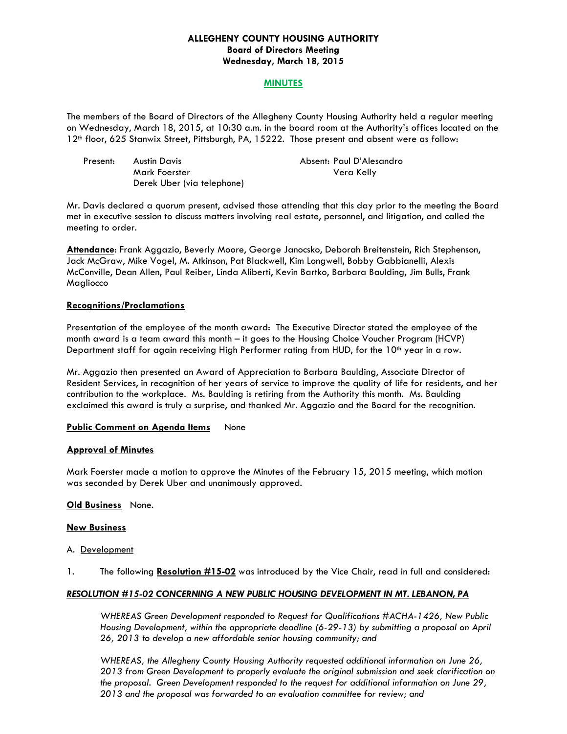**ALLEGHENY COUNTY HOUSING AUTHORITY**
**Board of Directors Meeting**
**Wednesday, March 18, 2015**

**MINUTES**

The members of the Board of Directors of the Allegheny County Housing Authority held a regular meeting on Wednesday, March 18, 2015, at 10:30 a.m. in the board room at the Authority's offices located on the 12th floor, 625 Stanwix Street, Pittsburgh, PA, 15222. Those present and absent were as follow:

| Present: | | Absent: |
|---|---|---|
| | Austin Davis | Paul D'Alesandro |
| | Mark Foerster | Vera Kelly |
| | Derek Uber (via telephone) | |

Mr. Davis declared a quorum present, advised those attending that this day prior to the meeting the Board met in executive session to discuss matters involving real estate, personnel, and litigation, and called the meeting to order.

**Attendance**: Frank Aggazio, Beverly Moore, George Janocsko, Deborah Breitenstein, Rich Stephenson, Jack McGraw, Mike Vogel, M. Atkinson, Pat Blackwell, Kim Longwell, Bobby Gabbianelli, Alexis McConville, Dean Allen, Paul Reiber, Linda Aliberti, Kevin Bartko, Barbara Baulding, Jim Bulls, Frank Magliocco

**Recognitions/Proclamations**

Presentation of the employee of the month award: The Executive Director stated the employee of the month award is a team award this month – it goes to the Housing Choice Voucher Program (HCVP) Department staff for again receiving High Performer rating from HUD, for the 10th year in a row.

Mr. Aggazio then presented an Award of Appreciation to Barbara Baulding, Associate Director of Resident Services, in recognition of her years of service to improve the quality of life for residents, and her contribution to the workplace. Ms. Baulding is retiring from the Authority this month. Ms. Baulding exclaimed this award is truly a surprise, and thanked Mr. Aggazio and the Board for the recognition.

**Public Comment on Agenda Items** None

**Approval of Minutes**

Mark Foerster made a motion to approve the Minutes of the February 15, 2015 meeting, which motion was seconded by Derek Uber and unanimously approved.

**Old Business** None.

**New Business**

A. Development

1. The following **Resolution #15-02** was introduced by the Vice Chair, read in full and considered:

***RESOLUTION #15-02 CONCERNING A NEW PUBLIC HOUSING DEVELOPMENT IN MT. LEBANON, PA***

*WHEREAS Green Development responded to Request for Qualifications #ACHA-1426, New Public Housing Development, within the appropriate deadline (6-29-13) by submitting a proposal on April 26, 2013 to develop a new affordable senior housing community; and*

*WHEREAS, the Allegheny County Housing Authority requested additional information on June 26, 2013 from Green Development to properly evaluate the original submission and seek clarification on the proposal. Green Development responded to the request for additional information on June 29, 2013 and the proposal was forwarded to an evaluation committee for review; and*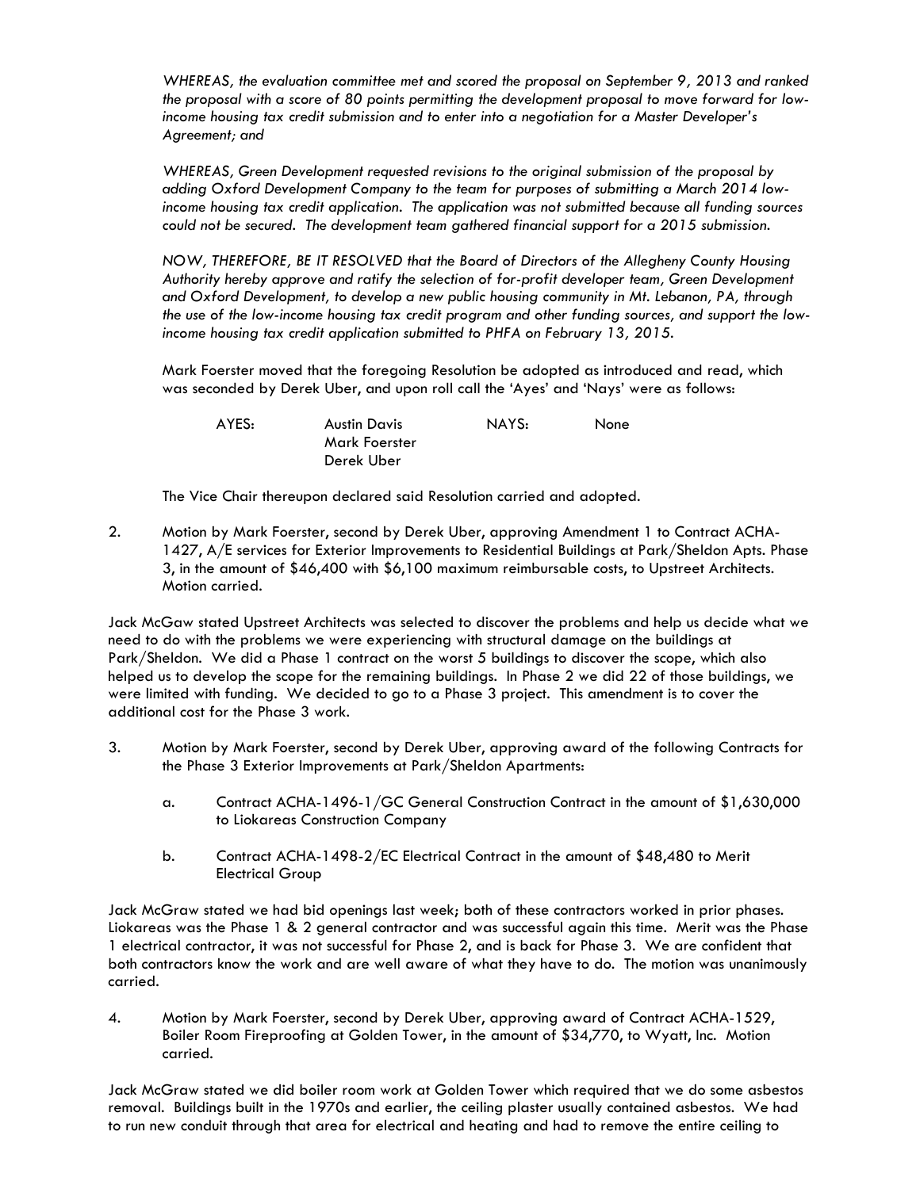*WHEREAS, the evaluation committee met and scored the proposal on September 9, 2013 and ranked the proposal with a score of 80 points permitting the development proposal to move forward for low-income housing tax credit submission and to enter into a negotiation for a Master Developer's Agreement; and*

*WHEREAS, Green Development requested revisions to the original submission of the proposal by adding Oxford Development Company to the team for purposes of submitting a March 2014 low-income housing tax credit application. The application was not submitted because all funding sources could not be secured. The development team gathered financial support for a 2015 submission.*

*NOW, THEREFORE, BE IT RESOLVED that the Board of Directors of the Allegheny County Housing Authority hereby approve and ratify the selection of for-profit developer team, Green Development and Oxford Development, to develop a new public housing community in Mt. Lebanon, PA, through the use of the low-income housing tax credit program and other funding sources, and support the low-income housing tax credit application submitted to PHFA on February 13, 2015.*

Mark Foerster moved that the foregoing Resolution be adopted as introduced and read, which was seconded by Derek Uber, and upon roll call the 'Ayes' and 'Nays' were as follows:

| AYES: | Austin Davis | NAYS: | None |
|---|---|---|---|
| | Mark Foerster | | |
| | Derek Uber | | |

The Vice Chair thereupon declared said Resolution carried and adopted.

2. Motion by Mark Foerster, second by Derek Uber, approving Amendment 1 to Contract ACHA-1427, A/E services for Exterior Improvements to Residential Buildings at Park/Sheldon Apts. Phase 3, in the amount of $46,400 with $6,100 maximum reimbursable costs, to Upstreet Architects. Motion carried.

Jack McGaw stated Upstreet Architects was selected to discover the problems and help us decide what we need to do with the problems we were experiencing with structural damage on the buildings at Park/Sheldon. We did a Phase 1 contract on the worst 5 buildings to discover the scope, which also helped us to develop the scope for the remaining buildings. In Phase 2 we did 22 of those buildings, we were limited with funding. We decided to go to a Phase 3 project. This amendment is to cover the additional cost for the Phase 3 work.

3. Motion by Mark Foerster, second by Derek Uber, approving award of the following Contracts for the Phase 3 Exterior Improvements at Park/Sheldon Apartments:

    a. Contract ACHA-1496-1/GC General Construction Contract in the amount of $1,630,000 to Liokareas Construction Company

    b. Contract ACHA-1498-2/EC Electrical Contract in the amount of $48,480 to Merit Electrical Group

Jack McGraw stated we had bid openings last week; both of these contractors worked in prior phases. Liokareas was the Phase 1 & 2 general contractor and was successful again this time. Merit was the Phase 1 electrical contractor, it was not successful for Phase 2, and is back for Phase 3. We are confident that both contractors know the work and are well aware of what they have to do. The motion was unanimously carried.

4. Motion by Mark Foerster, second by Derek Uber, approving award of Contract ACHA-1529, Boiler Room Fireproofing at Golden Tower, in the amount of $34,770, to Wyatt, Inc. Motion carried.

Jack McGraw stated we did boiler room work at Golden Tower which required that we do some asbestos removal. Buildings built in the 1970s and earlier, the ceiling plaster usually contained asbestos. We had to run new conduit through that area for electrical and heating and had to remove the entire ceiling to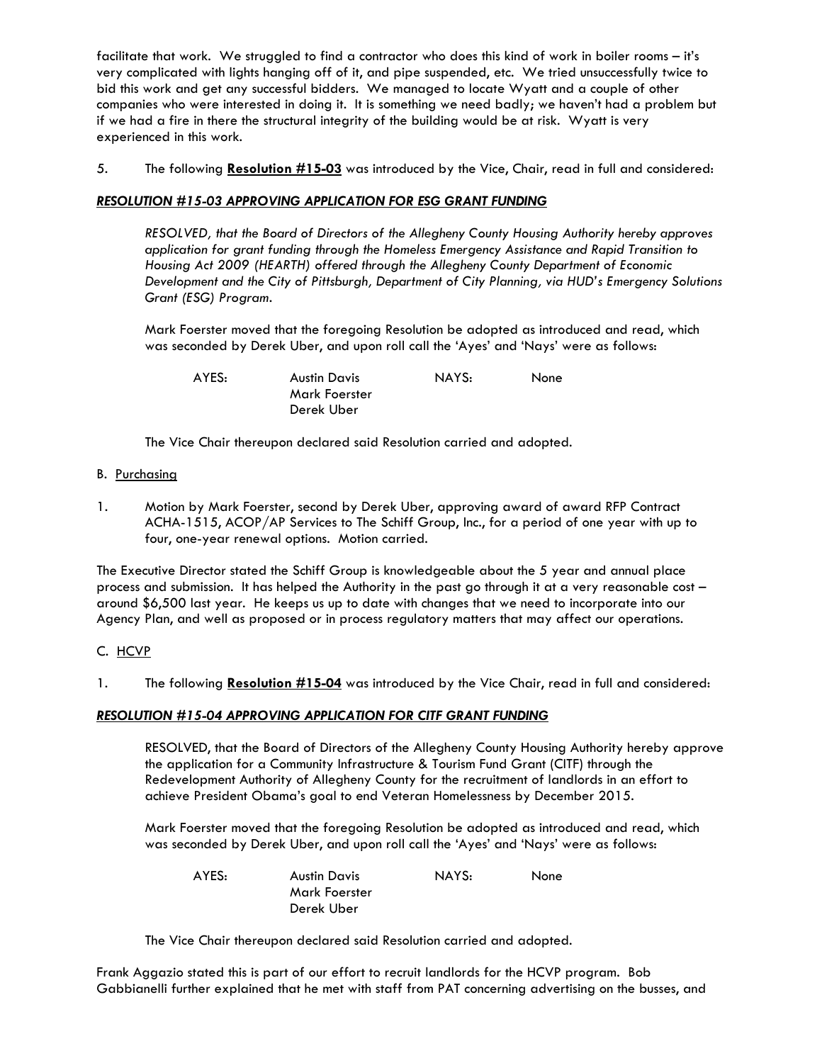facilitate that work. We struggled to find a contractor who does this kind of work in boiler rooms – it's very complicated with lights hanging off of it, and pipe suspended, etc. We tried unsuccessfully twice to bid this work and get any successful bidders. We managed to locate Wyatt and a couple of other companies who were interested in doing it. It is something we need badly; we haven't had a problem but if we had a fire in there the structural integrity of the building would be at risk. Wyatt is very experienced in this work.

5. The following **Resolution #15-03** was introduced by the Vice, Chair, read in full and considered:

***RESOLUTION #15-03 APPROVING APPLICATION FOR ESG GRANT FUNDING***

> *RESOLVED, that the Board of Directors of the Allegheny County Housing Authority hereby approves application for grant funding through the Homeless Emergency Assistance and Rapid Transition to Housing Act 2009 (HEARTH) offered through the Allegheny County Department of Economic Development and the City of Pittsburgh, Department of City Planning, via HUD's Emergency Solutions Grant (ESG) Program.*
>
> Mark Foerster moved that the foregoing Resolution be adopted as introduced and read, which was seconded by Derek Uber, and upon roll call the 'Ayes' and 'Nays' were as follows:
>
> | AYES: | Austin Davis<br>Mark Foerster<br>Derek Uber | NAYS: | None |
> |---|---|---|---|
>
> The Vice Chair thereupon declared said Resolution carried and adopted.

B. Purchasing

1. Motion by Mark Foerster, second by Derek Uber, approving award of award RFP Contract ACHA-1515, ACOP/AP Services to The Schiff Group, Inc., for a period of one year with up to four, one-year renewal options. Motion carried.

The Executive Director stated the Schiff Group is knowledgeable about the 5 year and annual place process and submission. It has helped the Authority in the past go through it at a very reasonable cost – around $6,500 last year. He keeps us up to date with changes that we need to incorporate into our Agency Plan, and well as proposed or in process regulatory matters that may affect our operations.

C. HCVP

1. The following **Resolution #15-04** was introduced by the Vice Chair, read in full and considered:

***RESOLUTION #15-04 APPROVING APPLICATION FOR CITF GRANT FUNDING***

> RESOLVED, that the Board of Directors of the Allegheny County Housing Authority hereby approve the application for a Community Infrastructure & Tourism Fund Grant (CITF) through the Redevelopment Authority of Allegheny County for the recruitment of landlords in an effort to achieve President Obama's goal to end Veteran Homelessness by December 2015.
>
> Mark Foerster moved that the foregoing Resolution be adopted as introduced and read, which was seconded by Derek Uber, and upon roll call the 'Ayes' and 'Nays' were as follows:
>
> | AYES: | Austin Davis<br>Mark Foerster<br>Derek Uber | NAYS: | None |
> |---|---|---|---|
>
> The Vice Chair thereupon declared said Resolution carried and adopted.

Frank Aggazio stated this is part of our effort to recruit landlords for the HCVP program. Bob Gabbianelli further explained that he met with staff from PAT concerning advertising on the busses, and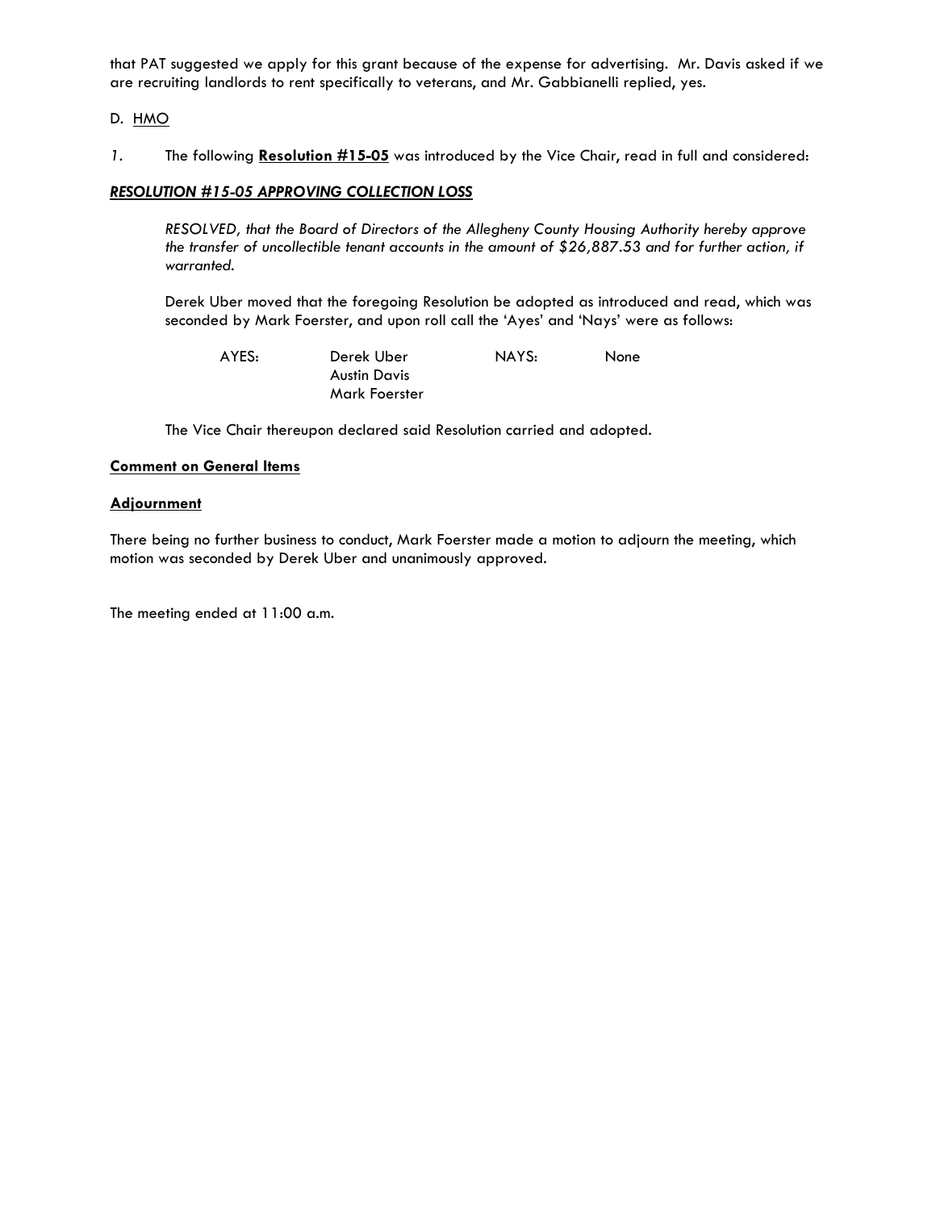that PAT suggested we apply for this grant because of the expense for advertising. Mr. Davis asked if we are recruiting landlords to rent specifically to veterans, and Mr. Gabbianelli replied, yes.

D. HMO

1. The following **Resolution #15-05** was introduced by the Vice Chair, read in full and considered:

***RESOLUTION #15-05 APPROVING COLLECTION LOSS***

*RESOLVED, that the Board of Directors of the Allegheny County Housing Authority hereby approve the transfer of uncollectible tenant accounts in the amount of $26,887.53 and for further action, if warranted.*

Derek Uber moved that the foregoing Resolution be adopted as introduced and read, which was seconded by Mark Foerster, and upon roll call the 'Ayes' and 'Nays' were as follows:

AYES: Derek Uber
Austin Davis
Mark Foerster

NAYS: None

The Vice Chair thereupon declared said Resolution carried and adopted.

**Comment on General Items**

**Adjournment**

There being no further business to conduct, Mark Foerster made a motion to adjourn the meeting, which motion was seconded by Derek Uber and unanimously approved.

The meeting ended at 11:00 a.m.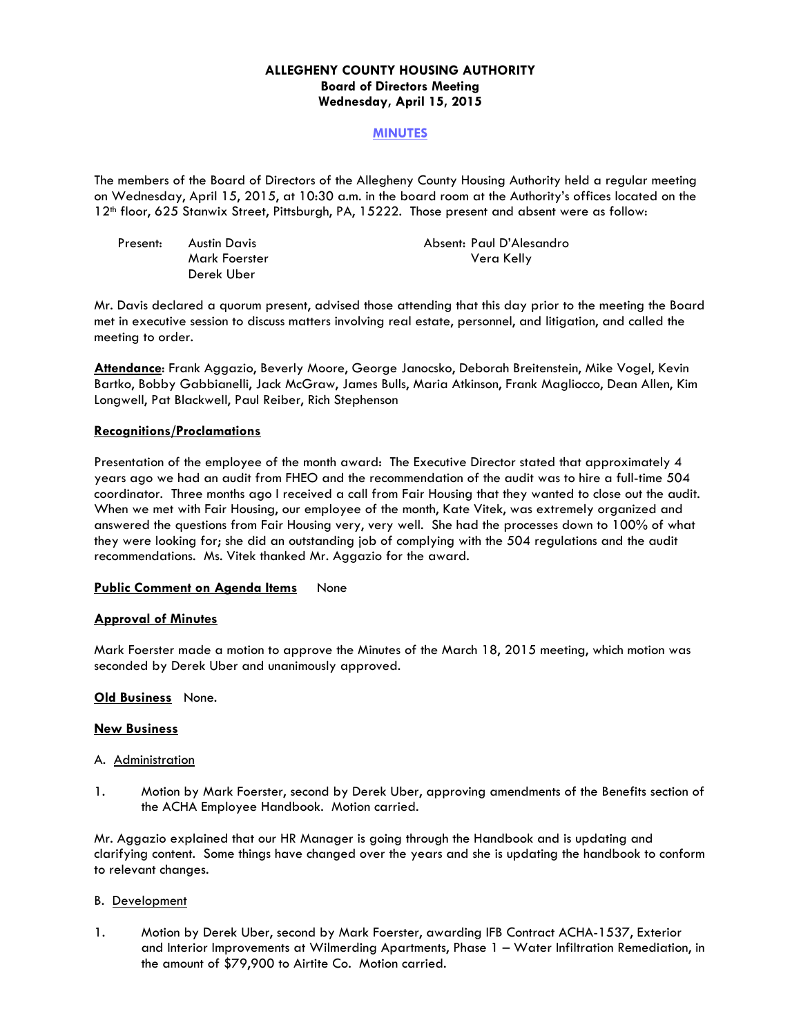**ALLEGHENY COUNTY HOUSING AUTHORITY**
**Board of Directors Meeting**
**Wednesday, April 15, 2015**

**MINUTES**

The members of the Board of Directors of the Allegheny County Housing Authority held a regular meeting on Wednesday, April 15, 2015, at 10:30 a.m. in the board room at the Authority's offices located on the 12th floor, 625 Stanwix Street, Pittsburgh, PA, 15222. Those present and absent were as follow:

| Present: | Austin Davis | Absent: | Paul D'Alesandro |
|---|---|---|---|
| | Mark Foerster | | Vera Kelly |
| | Derek Uber | | |

Mr. Davis declared a quorum present, advised those attending that this day prior to the meeting the Board met in executive session to discuss matters involving real estate, personnel, and litigation, and called the meeting to order.

**Attendance**: Frank Aggazio, Beverly Moore, George Janocsko, Deborah Breitenstein, Mike Vogel, Kevin Bartko, Bobby Gabbianelli, Jack McGraw, James Bulls, Maria Atkinson, Frank Magliocco, Dean Allen, Kim Longwell, Pat Blackwell, Paul Reiber, Rich Stephenson

**Recognitions/Proclamations**

Presentation of the employee of the month award: The Executive Director stated that approximately 4 years ago we had an audit from FHEO and the recommendation of the audit was to hire a full-time 504 coordinator. Three months ago I received a call from Fair Housing that they wanted to close out the audit. When we met with Fair Housing, our employee of the month, Kate Vitek, was extremely organized and answered the questions from Fair Housing very, very well. She had the processes down to 100% of what they were looking for; she did an outstanding job of complying with the 504 regulations and the audit recommendations. Ms. Vitek thanked Mr. Aggazio for the award.

**Public Comment on Agenda Items** None

**Approval of Minutes**

Mark Foerster made a motion to approve the Minutes of the March 18, 2015 meeting, which motion was seconded by Derek Uber and unanimously approved.

**Old Business** None.

**New Business**

A. Administration

1. Motion by Mark Foerster, second by Derek Uber, approving amendments of the Benefits section of the ACHA Employee Handbook. Motion carried.

Mr. Aggazio explained that our HR Manager is going through the Handbook and is updating and clarifying content. Some things have changed over the years and she is updating the handbook to conform to relevant changes.

B. Development

1. Motion by Derek Uber, second by Mark Foerster, awarding IFB Contract ACHA-1537, Exterior and Interior Improvements at Wilmerding Apartments, Phase 1 – Water Infiltration Remediation, in the amount of $79,900 to Airtite Co. Motion carried.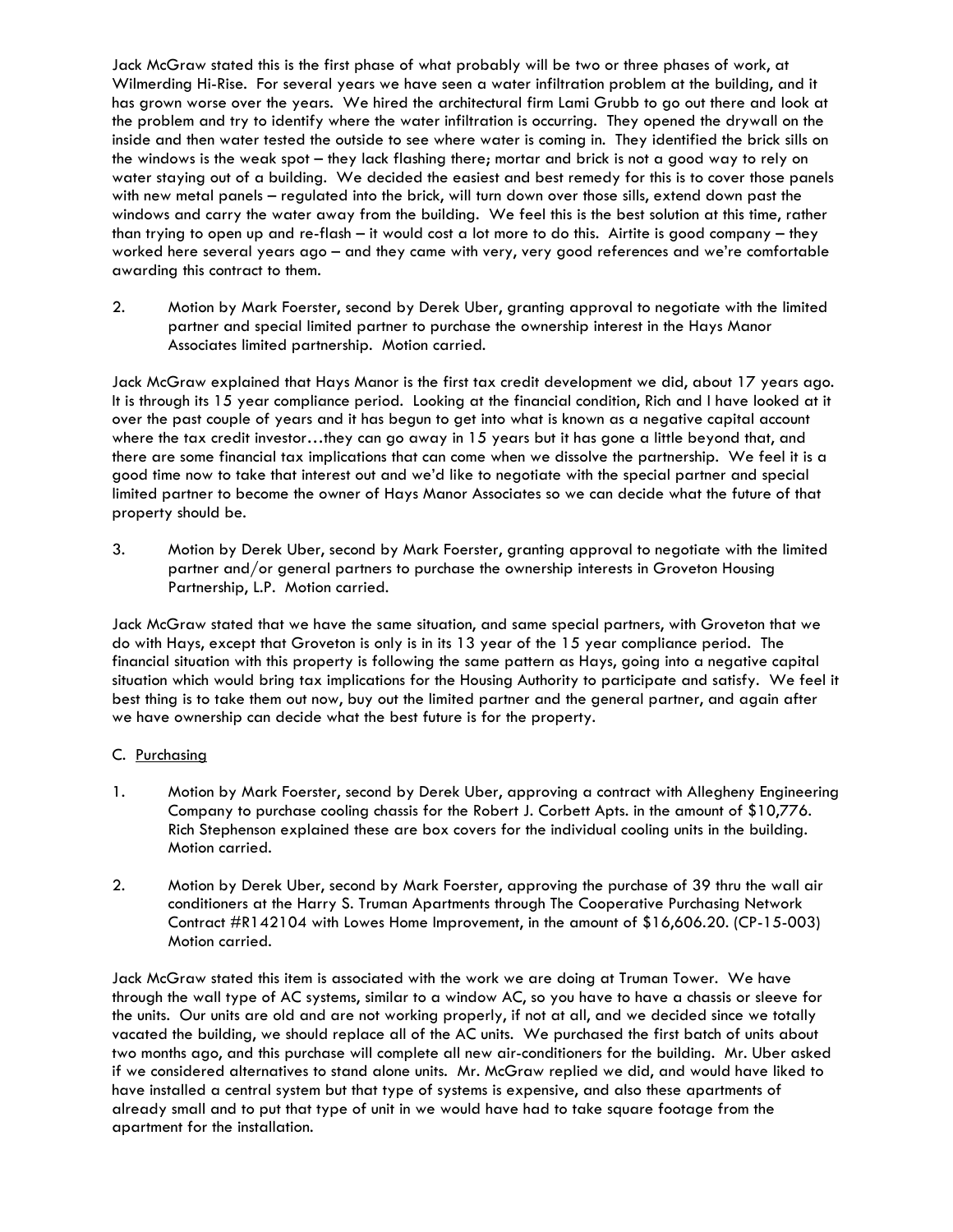Jack McGraw stated this is the first phase of what probably will be two or three phases of work, at Wilmerding Hi-Rise. For several years we have seen a water infiltration problem at the building, and it has grown worse over the years. We hired the architectural firm Lami Grubb to go out there and look at the problem and try to identify where the water infiltration is occurring. They opened the drywall on the inside and then water tested the outside to see where water is coming in. They identified the brick sills on the windows is the weak spot – they lack flashing there; mortar and brick is not a good way to rely on water staying out of a building. We decided the easiest and best remedy for this is to cover those panels with new metal panels – regulated into the brick, will turn down over those sills, extend down past the windows and carry the water away from the building. We feel this is the best solution at this time, rather than trying to open up and re-flash – it would cost a lot more to do this. Airtite is good company – they worked here several years ago – and they came with very, very good references and we're comfortable awarding this contract to them.

2. Motion by Mark Foerster, second by Derek Uber, granting approval to negotiate with the limited partner and special limited partner to purchase the ownership interest in the Hays Manor Associates limited partnership. Motion carried.

Jack McGraw explained that Hays Manor is the first tax credit development we did, about 17 years ago. It is through its 15 year compliance period. Looking at the financial condition, Rich and I have looked at it over the past couple of years and it has begun to get into what is known as a negative capital account where the tax credit investor…they can go away in 15 years but it has gone a little beyond that, and there are some financial tax implications that can come when we dissolve the partnership. We feel it is a good time now to take that interest out and we'd like to negotiate with the special partner and special limited partner to become the owner of Hays Manor Associates so we can decide what the future of that property should be.

3. Motion by Derek Uber, second by Mark Foerster, granting approval to negotiate with the limited partner and/or general partners to purchase the ownership interests in Groveton Housing Partnership, L.P. Motion carried.

Jack McGraw stated that we have the same situation, and same special partners, with Groveton that we do with Hays, except that Groveton is only is in its 13 year of the 15 year compliance period. The financial situation with this property is following the same pattern as Hays, going into a negative capital situation which would bring tax implications for the Housing Authority to participate and satisfy. We feel it best thing is to take them out now, buy out the limited partner and the general partner, and again after we have ownership can decide what the best future is for the property.

C. <u>Purchasing</u>

1. Motion by Mark Foerster, second by Derek Uber, approving a contract with Allegheny Engineering Company to purchase cooling chassis for the Robert J. Corbett Apts. in the amount of $10,776. Rich Stephenson explained these are box covers for the individual cooling units in the building. Motion carried.

2. Motion by Derek Uber, second by Mark Foerster, approving the purchase of 39 thru the wall air conditioners at the Harry S. Truman Apartments through The Cooperative Purchasing Network Contract #R142104 with Lowes Home Improvement, in the amount of $16,606.20. (CP-15-003) Motion carried.

Jack McGraw stated this item is associated with the work we are doing at Truman Tower. We have through the wall type of AC systems, similar to a window AC, so you have to have a chassis or sleeve for the units. Our units are old and are not working properly, if not at all, and we decided since we totally vacated the building, we should replace all of the AC units. We purchased the first batch of units about two months ago, and this purchase will complete all new air-conditioners for the building. Mr. Uber asked if we considered alternatives to stand alone units. Mr. McGraw replied we did, and would have liked to have installed a central system but that type of systems is expensive, and also these apartments of already small and to put that type of unit in we would have had to take square footage from the apartment for the installation.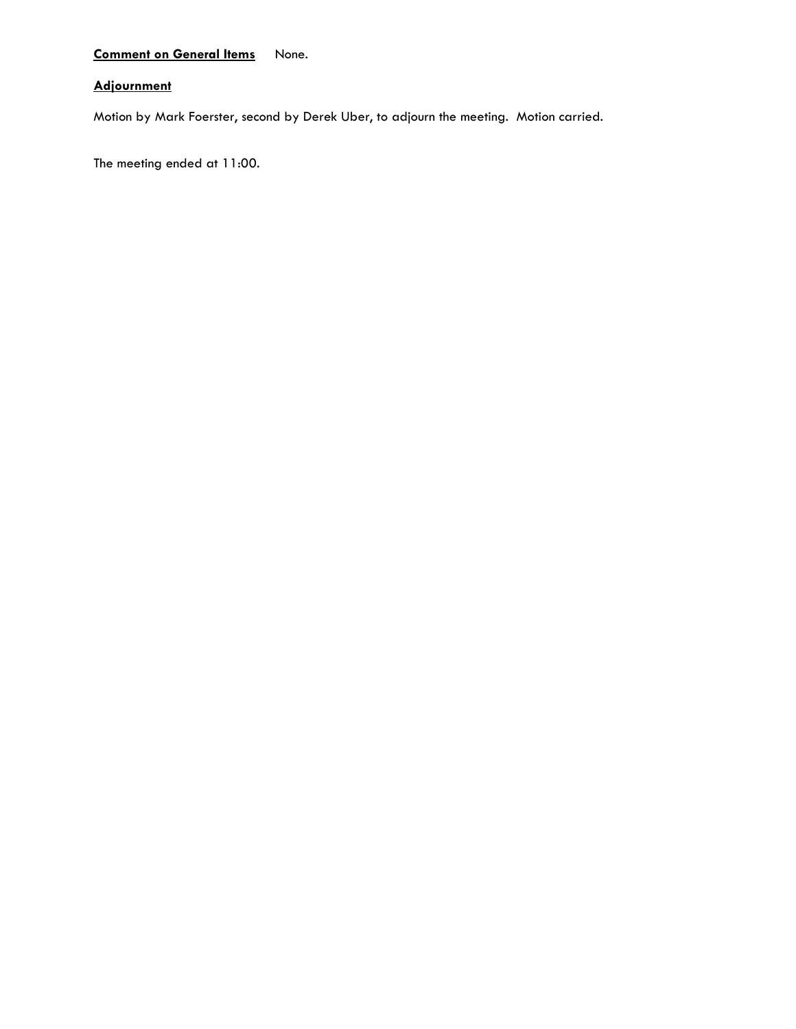**Comment on General Items** None.

**Adjournment**

Motion by Mark Foerster, second by Derek Uber, to adjourn the meeting. Motion carried.

The meeting ended at 11:00.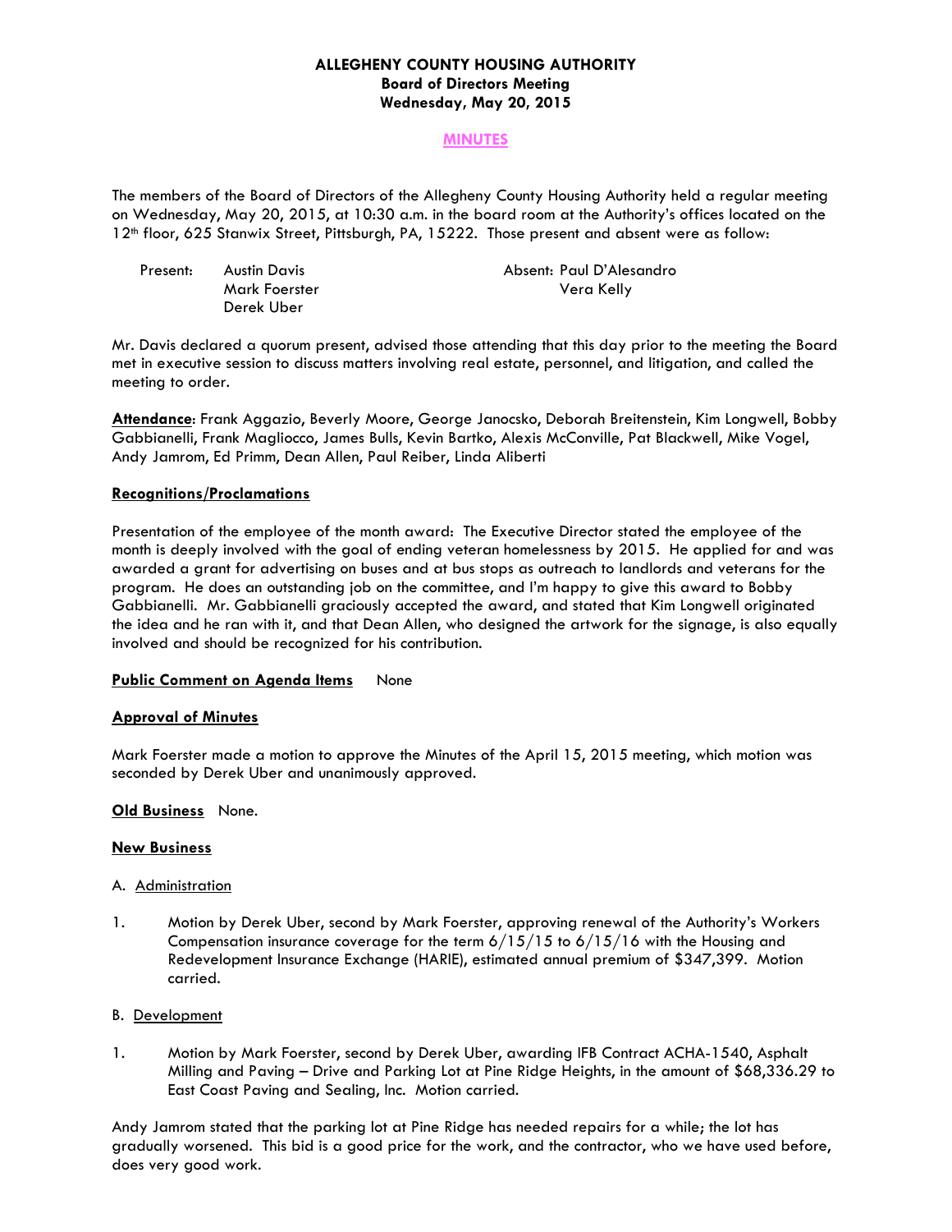**ALLEGHENY COUNTY HOUSING AUTHORITY**
**Board of Directors Meeting**
**Wednesday, May 20, 2015**

**MINUTES**

The members of the Board of Directors of the Allegheny County Housing Authority held a regular meeting on Wednesday, May 20, 2015, at 10:30 a.m. in the board room at the Authority's offices located on the 12th floor, 625 Stanwix Street, Pittsburgh, PA, 15222. Those present and absent were as follow:

| Present: | Austin Davis | Absent: | Paul D'Alesandro |
|---|---|---|---|
| | Mark Foerster | | Vera Kelly |
| | Derek Uber | | |

Mr. Davis declared a quorum present, advised those attending that this day prior to the meeting the Board met in executive session to discuss matters involving real estate, personnel, and litigation, and called the meeting to order.

**Attendance**: Frank Aggazio, Beverly Moore, George Janocsko, Deborah Breitenstein, Kim Longwell, Bobby Gabbianelli, Frank Magliocco, James Bulls, Kevin Bartko, Alexis McConville, Pat Blackwell, Mike Vogel, Andy Jamrom, Ed Primm, Dean Allen, Paul Reiber, Linda Aliberti

**Recognitions/Proclamations**

Presentation of the employee of the month award: The Executive Director stated the employee of the month is deeply involved with the goal of ending veteran homelessness by 2015. He applied for and was awarded a grant for advertising on buses and at bus stops as outreach to landlords and veterans for the program. He does an outstanding job on the committee, and I'm happy to give this award to Bobby Gabbianelli. Mr. Gabbianelli graciously accepted the award, and stated that Kim Longwell originated the idea and he ran with it, and that Dean Allen, who designed the artwork for the signage, is also equally involved and should be recognized for his contribution.

**Public Comment on Agenda Items** None

**Approval of Minutes**

Mark Foerster made a motion to approve the Minutes of the April 15, 2015 meeting, which motion was seconded by Derek Uber and unanimously approved.

**Old Business** None.

**New Business**

A. Administration

1. Motion by Derek Uber, second by Mark Foerster, approving renewal of the Authority's Workers Compensation insurance coverage for the term 6/15/15 to 6/15/16 with the Housing and Redevelopment Insurance Exchange (HARIE), estimated annual premium of $347,399. Motion carried.

B. Development

1. Motion by Mark Foerster, second by Derek Uber, awarding IFB Contract ACHA-1540, Asphalt Milling and Paving – Drive and Parking Lot at Pine Ridge Heights, in the amount of $68,336.29 to East Coast Paving and Sealing, Inc. Motion carried.

Andy Jamrom stated that the parking lot at Pine Ridge has needed repairs for a while; the lot has gradually worsened. This bid is a good price for the work, and the contractor, who we have used before, does very good work.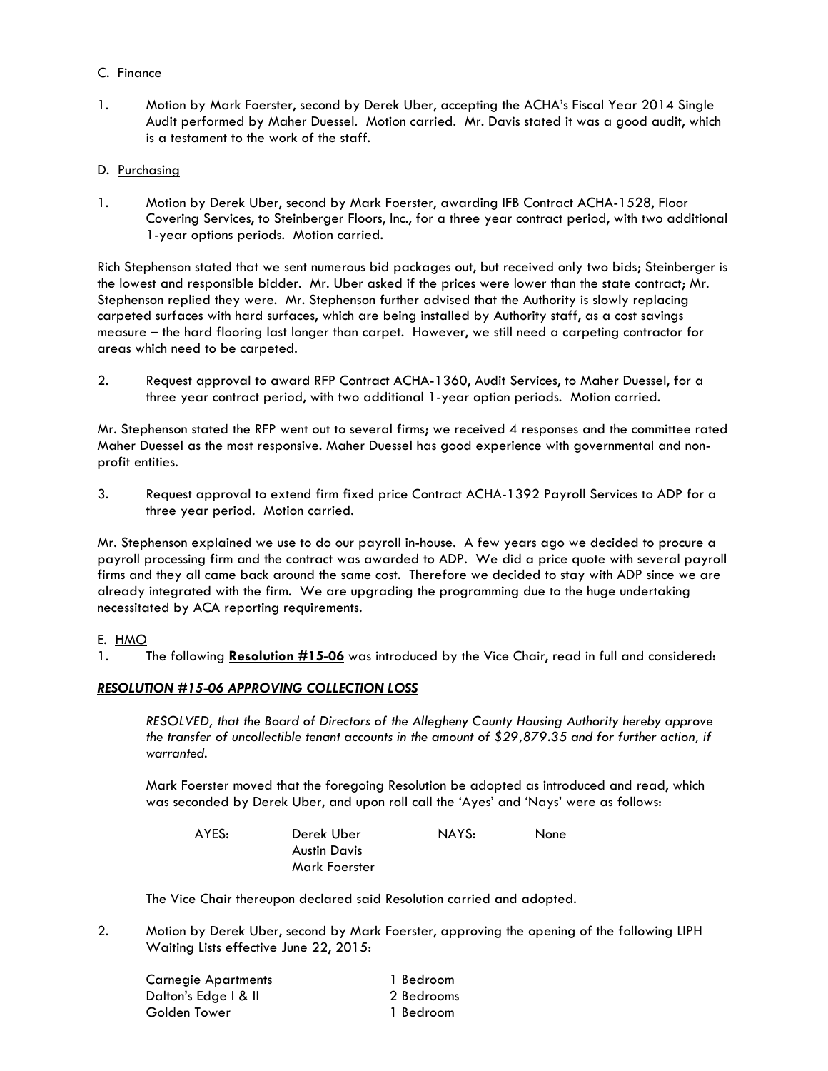C. Finance

1. Motion by Mark Foerster, second by Derek Uber, accepting the ACHA's Fiscal Year 2014 Single Audit performed by Maher Duessel. Motion carried. Mr. Davis stated it was a good audit, which is a testament to the work of the staff.

D. Purchasing

1. Motion by Derek Uber, second by Mark Foerster, awarding IFB Contract ACHA-1528, Floor Covering Services, to Steinberger Floors, Inc., for a three year contract period, with two additional 1-year options periods. Motion carried.

Rich Stephenson stated that we sent numerous bid packages out, but received only two bids; Steinberger is the lowest and responsible bidder. Mr. Uber asked if the prices were lower than the state contract; Mr. Stephenson replied they were. Mr. Stephenson further advised that the Authority is slowly replacing carpeted surfaces with hard surfaces, which are being installed by Authority staff, as a cost savings measure – the hard flooring last longer than carpet. However, we still need a carpeting contractor for areas which need to be carpeted.

2. Request approval to award RFP Contract ACHA-1360, Audit Services, to Maher Duessel, for a three year contract period, with two additional 1-year option periods. Motion carried.

Mr. Stephenson stated the RFP went out to several firms; we received 4 responses and the committee rated Maher Duessel as the most responsive. Maher Duessel has good experience with governmental and non-profit entities.

3. Request approval to extend firm fixed price Contract ACHA-1392 Payroll Services to ADP for a three year period. Motion carried.

Mr. Stephenson explained we use to do our payroll in-house. A few years ago we decided to procure a payroll processing firm and the contract was awarded to ADP. We did a price quote with several payroll firms and they all came back around the same cost. Therefore we decided to stay with ADP since we are already integrated with the firm. We are upgrading the programming due to the huge undertaking necessitated by ACA reporting requirements.

E. HMO

1. The following **Resolution #15-06** was introduced by the Vice Chair, read in full and considered:

***RESOLUTION #15-06 APPROVING COLLECTION LOSS***

*RESOLVED, that the Board of Directors of the Allegheny County Housing Authority hereby approve the transfer of uncollectible tenant accounts in the amount of $29,879.35 and for further action, if warranted.*

Mark Foerster moved that the foregoing Resolution be adopted as introduced and read, which was seconded by Derek Uber, and upon roll call the 'Ayes' and 'Nays' were as follows:

| AYES: | Derek Uber | NAYS: | None |
|---|---|---|---|
| | Austin Davis | | |
| | Mark Foerster | | |

The Vice Chair thereupon declared said Resolution carried and adopted.

2. Motion by Derek Uber, second by Mark Foerster, approving the opening of the following LIPH Waiting Lists effective June 22, 2015:

| | |
|---|---|
| Carnegie Apartments | 1 Bedroom |
| Dalton's Edge I & II | 2 Bedrooms |
| Golden Tower | 1 Bedroom |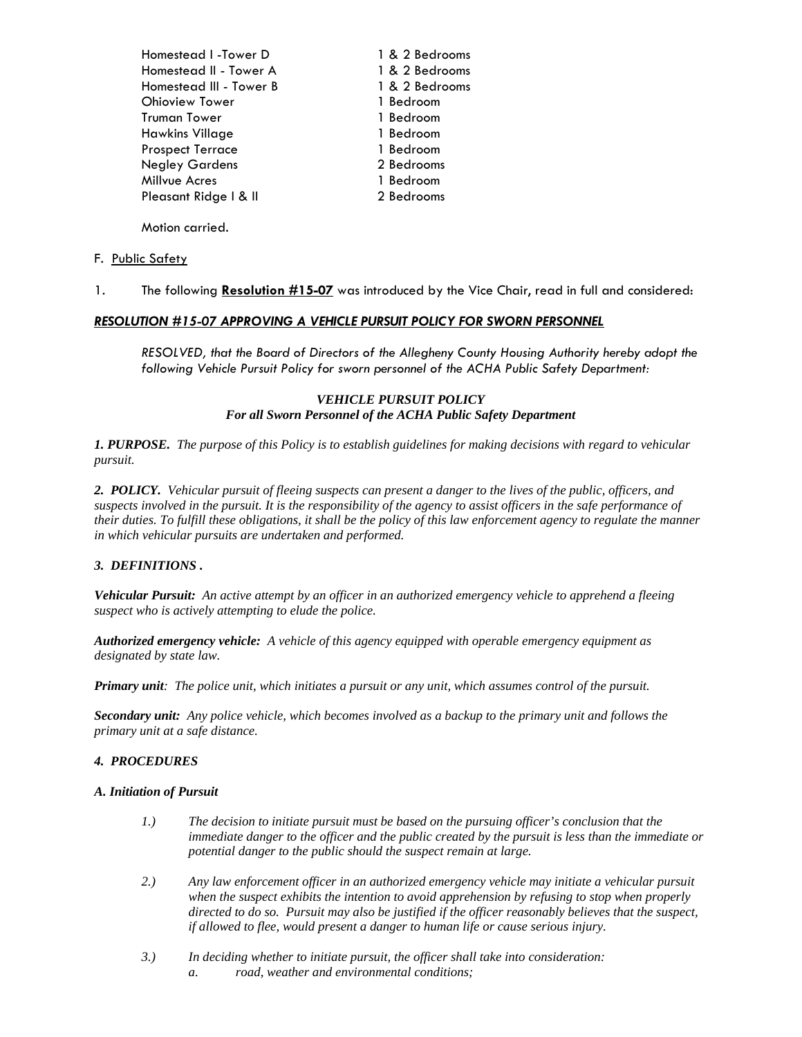| | |
|---|---|
| Homestead I -Tower D | 1 & 2 Bedrooms |
| Homestead II - Tower A | 1 & 2 Bedrooms |
| Homestead III - Tower B | 1 & 2 Bedrooms |
| Ohioview Tower | 1 Bedroom |
| Truman Tower | 1 Bedroom |
| Hawkins Village | 1 Bedroom |
| Prospect Terrace | 1 Bedroom |
| Negley Gardens | 2 Bedrooms |
| Millvue Acres | 1 Bedroom |
| Pleasant Ridge I & II | 2 Bedrooms |

Motion carried.

F. Public Safety

1. The following **Resolution #15-07** was introduced by the Vice Chair, read in full and considered:

***RESOLUTION #15-07 APPROVING A VEHICLE PURSUIT POLICY FOR SWORN PERSONNEL***

*RESOLVED, that the Board of Directors of the Allegheny County Housing Authority hereby adopt the following Vehicle Pursuit Policy for sworn personnel of the ACHA Public Safety Department:*

***VEHICLE PURSUIT POLICY***
***For all Sworn Personnel of the ACHA Public Safety Department***

***1. PURPOSE.*** *The purpose of this Policy is to establish guidelines for making decisions with regard to vehicular pursuit.*

***2. POLICY.*** *Vehicular pursuit of fleeing suspects can present a danger to the lives of the public, officers, and suspects involved in the pursuit. It is the responsibility of the agency to assist officers in the safe performance of their duties. To fulfill these obligations, it shall be the policy of this law enforcement agency to regulate the manner in which vehicular pursuits are undertaken and performed.*

***3. DEFINITIONS .***

***Vehicular Pursuit:*** *An active attempt by an officer in an authorized emergency vehicle to apprehend a fleeing suspect who is actively attempting to elude the police.*

***Authorized emergency vehicle:*** *A vehicle of this agency equipped with operable emergency equipment as designated by state law.*

***Primary unit****: The police unit, which initiates a pursuit or any unit, which assumes control of the pursuit.*

***Secondary unit:*** *Any police vehicle, which becomes involved as a backup to the primary unit and follows the primary unit at a safe distance.*

***4. PROCEDURES***

***A. Initiation of Pursuit***

*1.) The decision to initiate pursuit must be based on the pursuing officer's conclusion that the immediate danger to the officer and the public created by the pursuit is less than the immediate or potential danger to the public should the suspect remain at large.*

*2.) Any law enforcement officer in an authorized emergency vehicle may initiate a vehicular pursuit when the suspect exhibits the intention to avoid apprehension by refusing to stop when properly directed to do so. Pursuit may also be justified if the officer reasonably believes that the suspect, if allowed to flee, would present a danger to human life or cause serious injury.*

*3.) In deciding whether to initiate pursuit, the officer shall take into consideration:*
*a. road, weather and environmental conditions;*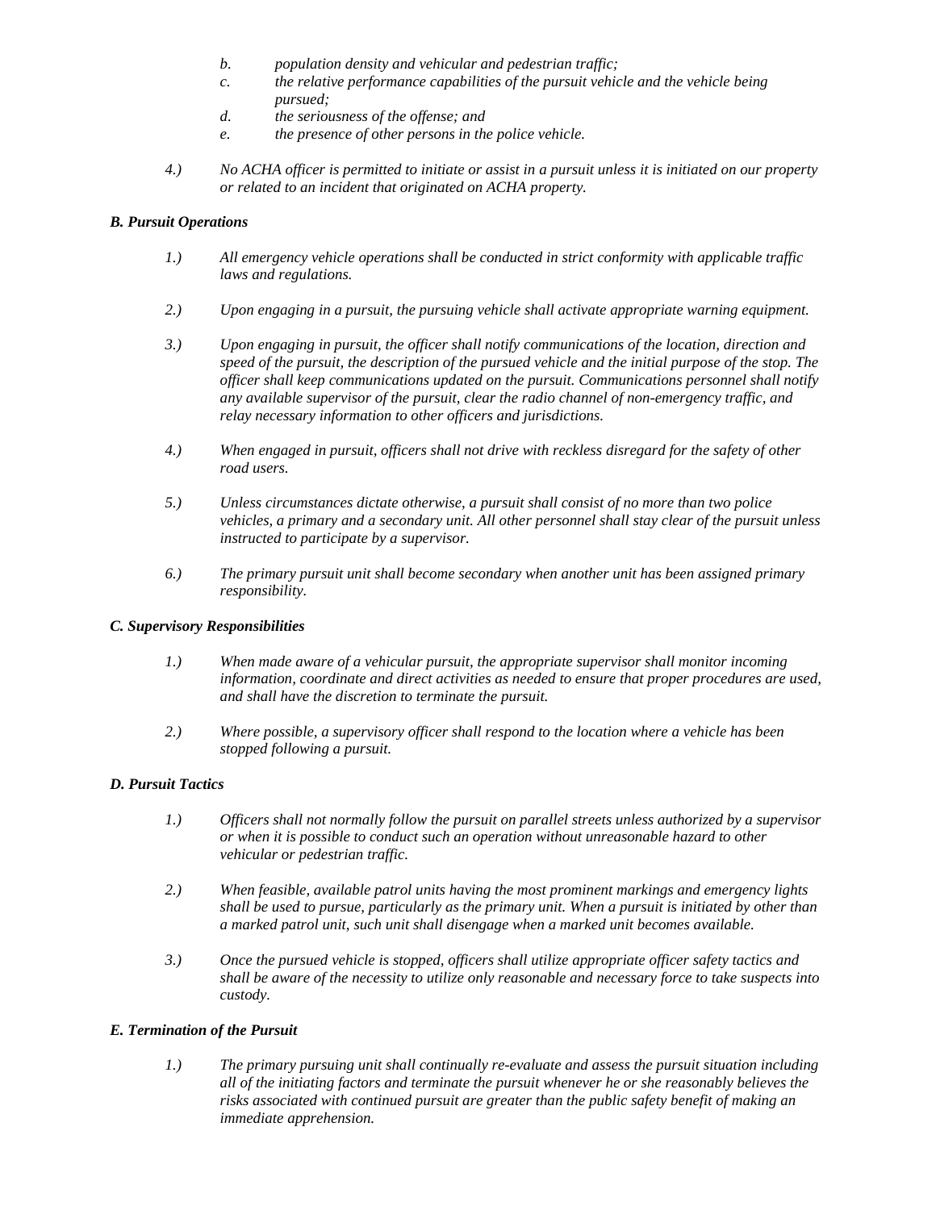b. *population density and vehicular and pedestrian traffic;*

c. *the relative performance capabilities of the pursuit vehicle and the vehicle being pursued;*

d. *the seriousness of the offense; and*

e. *the presence of other persons in the police vehicle.*

4.) *No ACHA officer is permitted to initiate or assist in a pursuit unless it is initiated on our property or related to an incident that originated on ACHA property.*

***B. Pursuit Operations***

1.) *All emergency vehicle operations shall be conducted in strict conformity with applicable traffic laws and regulations.*

2.) *Upon engaging in a pursuit, the pursuing vehicle shall activate appropriate warning equipment.*

3.) *Upon engaging in pursuit, the officer shall notify communications of the location, direction and speed of the pursuit, the description of the pursued vehicle and the initial purpose of the stop. The officer shall keep communications updated on the pursuit. Communications personnel shall notify any available supervisor of the pursuit, clear the radio channel of non-emergency traffic, and relay necessary information to other officers and jurisdictions.*

4.) *When engaged in pursuit, officers shall not drive with reckless disregard for the safety of other road users.*

5.) *Unless circumstances dictate otherwise, a pursuit shall consist of no more than two police vehicles, a primary and a secondary unit. All other personnel shall stay clear of the pursuit unless instructed to participate by a supervisor.*

6.) *The primary pursuit unit shall become secondary when another unit has been assigned primary responsibility.*

***C. Supervisory Responsibilities***

1.) *When made aware of a vehicular pursuit, the appropriate supervisor shall monitor incoming information, coordinate and direct activities as needed to ensure that proper procedures are used, and shall have the discretion to terminate the pursuit.*

2.) *Where possible, a supervisory officer shall respond to the location where a vehicle has been stopped following a pursuit.*

***D. Pursuit Tactics***

1.) *Officers shall not normally follow the pursuit on parallel streets unless authorized by a supervisor or when it is possible to conduct such an operation without unreasonable hazard to other vehicular or pedestrian traffic.*

2.) *When feasible, available patrol units having the most prominent markings and emergency lights shall be used to pursue, particularly as the primary unit. When a pursuit is initiated by other than a marked patrol unit, such unit shall disengage when a marked unit becomes available.*

3.) *Once the pursued vehicle is stopped, officers shall utilize appropriate officer safety tactics and shall be aware of the necessity to utilize only reasonable and necessary force to take suspects into custody.*

***E. Termination of the Pursuit***

1.) *The primary pursuing unit shall continually re-evaluate and assess the pursuit situation including all of the initiating factors and terminate the pursuit whenever he or she reasonably believes the risks associated with continued pursuit are greater than the public safety benefit of making an immediate apprehension.*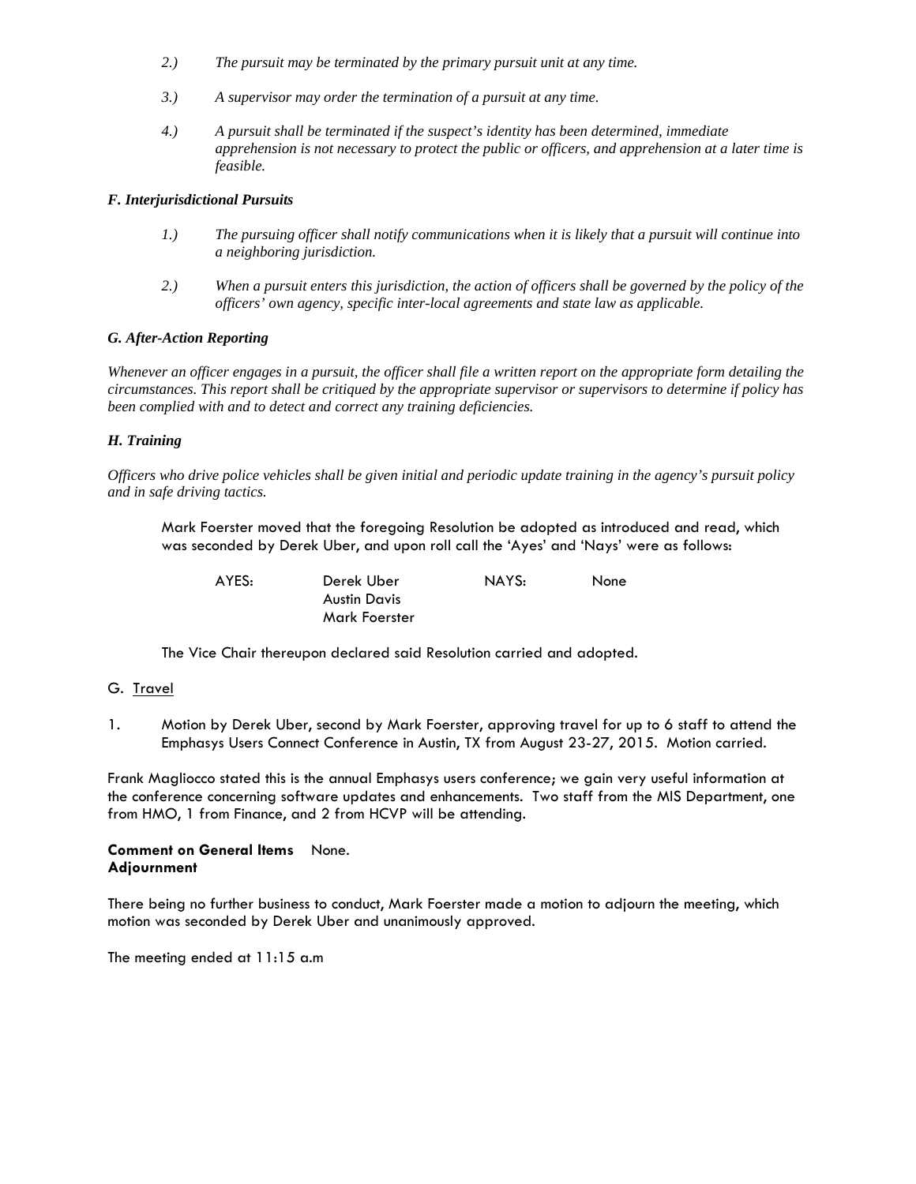2.) *The pursuit may be terminated by the primary pursuit unit at any time.*

3.) *A supervisor may order the termination of a pursuit at any time.*

4.) *A pursuit shall be terminated if the suspect's identity has been determined, immediate apprehension is not necessary to protect the public or officers, and apprehension at a later time is feasible.*

***F. Interjurisdictional Pursuits***

1.) *The pursuing officer shall notify communications when it is likely that a pursuit will continue into a neighboring jurisdiction.*

2.) *When a pursuit enters this jurisdiction, the action of officers shall be governed by the policy of the officers' own agency, specific inter-local agreements and state law as applicable.*

***G. After-Action Reporting***

*Whenever an officer engages in a pursuit, the officer shall file a written report on the appropriate form detailing the circumstances. This report shall be critiqued by the appropriate supervisor or supervisors to determine if policy has been complied with and to detect and correct any training deficiencies.*

***H. Training***

*Officers who drive police vehicles shall be given initial and periodic update training in the agency's pursuit policy and in safe driving tactics.*

Mark Foerster moved that the foregoing Resolution be adopted as introduced and read, which was seconded by Derek Uber, and upon roll call the 'Ayes' and 'Nays' were as follows:

| AYES: | Derek Uber | NAYS: | None |
|---|---|---|---|
| | Austin Davis | | |
| | Mark Foerster | | |

The Vice Chair thereupon declared said Resolution carried and adopted.

G. Travel

1. Motion by Derek Uber, second by Mark Foerster, approving travel for up to 6 staff to attend the Emphasys Users Connect Conference in Austin, TX from August 23-27, 2015. Motion carried.

Frank Magliocco stated this is the annual Emphasys users conference; we gain very useful information at the conference concerning software updates and enhancements. Two staff from the MIS Department, one from HMO, 1 from Finance, and 2 from HCVP will be attending.

**Comment on General Items** None.
**Adjournment**

There being no further business to conduct, Mark Foerster made a motion to adjourn the meeting, which motion was seconded by Derek Uber and unanimously approved.

The meeting ended at 11:15 a.m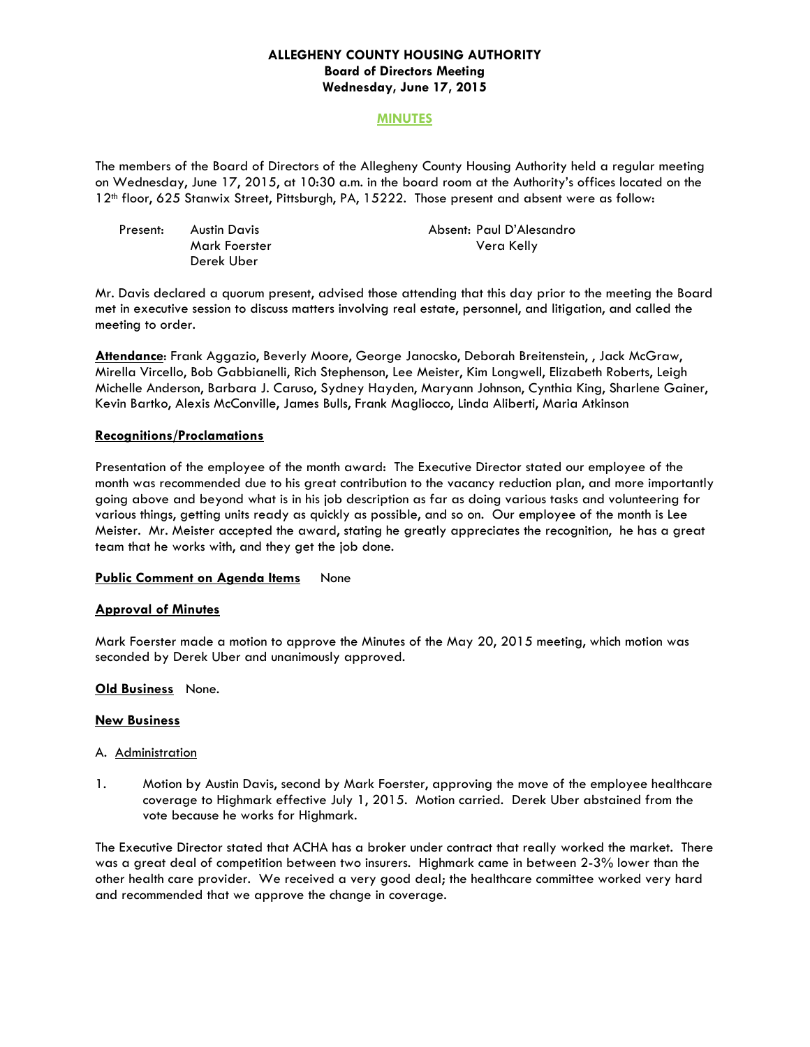**ALLEGHENY COUNTY HOUSING AUTHORITY**
**Board of Directors Meeting**
**Wednesday, June 17, 2015**

**MINUTES**

The members of the Board of Directors of the Allegheny County Housing Authority held a regular meeting on Wednesday, June 17, 2015, at 10:30 a.m. in the board room at the Authority's offices located on the 12th floor, 625 Stanwix Street, Pittsburgh, PA, 15222. Those present and absent were as follow:

| Present: | Austin Davis | Absent: | Paul D'Alesandro |
|---|---|---|---|
| | Mark Foerster | | Vera Kelly |
| | Derek Uber | | |

Mr. Davis declared a quorum present, advised those attending that this day prior to the meeting the Board met in executive session to discuss matters involving real estate, personnel, and litigation, and called the meeting to order.

**Attendance**: Frank Aggazio, Beverly Moore, George Janocsko, Deborah Breitenstein, , Jack McGraw, Mirella Vircello, Bob Gabbianelli, Rich Stephenson, Lee Meister, Kim Longwell, Elizabeth Roberts, Leigh Michelle Anderson, Barbara J. Caruso, Sydney Hayden, Maryann Johnson, Cynthia King, Sharlene Gainer, Kevin Bartko, Alexis McConville, James Bulls, Frank Magliocco, Linda Aliberti, Maria Atkinson

**Recognitions/Proclamations**

Presentation of the employee of the month award: The Executive Director stated our employee of the month was recommended due to his great contribution to the vacancy reduction plan, and more importantly going above and beyond what is in his job description as far as doing various tasks and volunteering for various things, getting units ready as quickly as possible, and so on. Our employee of the month is Lee Meister. Mr. Meister accepted the award, stating he greatly appreciates the recognition, he has a great team that he works with, and they get the job done.

**Public Comment on Agenda Items** None

**Approval of Minutes**

Mark Foerster made a motion to approve the Minutes of the May 20, 2015 meeting, which motion was seconded by Derek Uber and unanimously approved.

**Old Business** None.

**New Business**

A. Administration

1. Motion by Austin Davis, second by Mark Foerster, approving the move of the employee healthcare coverage to Highmark effective July 1, 2015. Motion carried. Derek Uber abstained from the vote because he works for Highmark.

The Executive Director stated that ACHA has a broker under contract that really worked the market. There was a great deal of competition between two insurers. Highmark came in between 2-3% lower than the other health care provider. We received a very good deal; the healthcare committee worked very hard and recommended that we approve the change in coverage.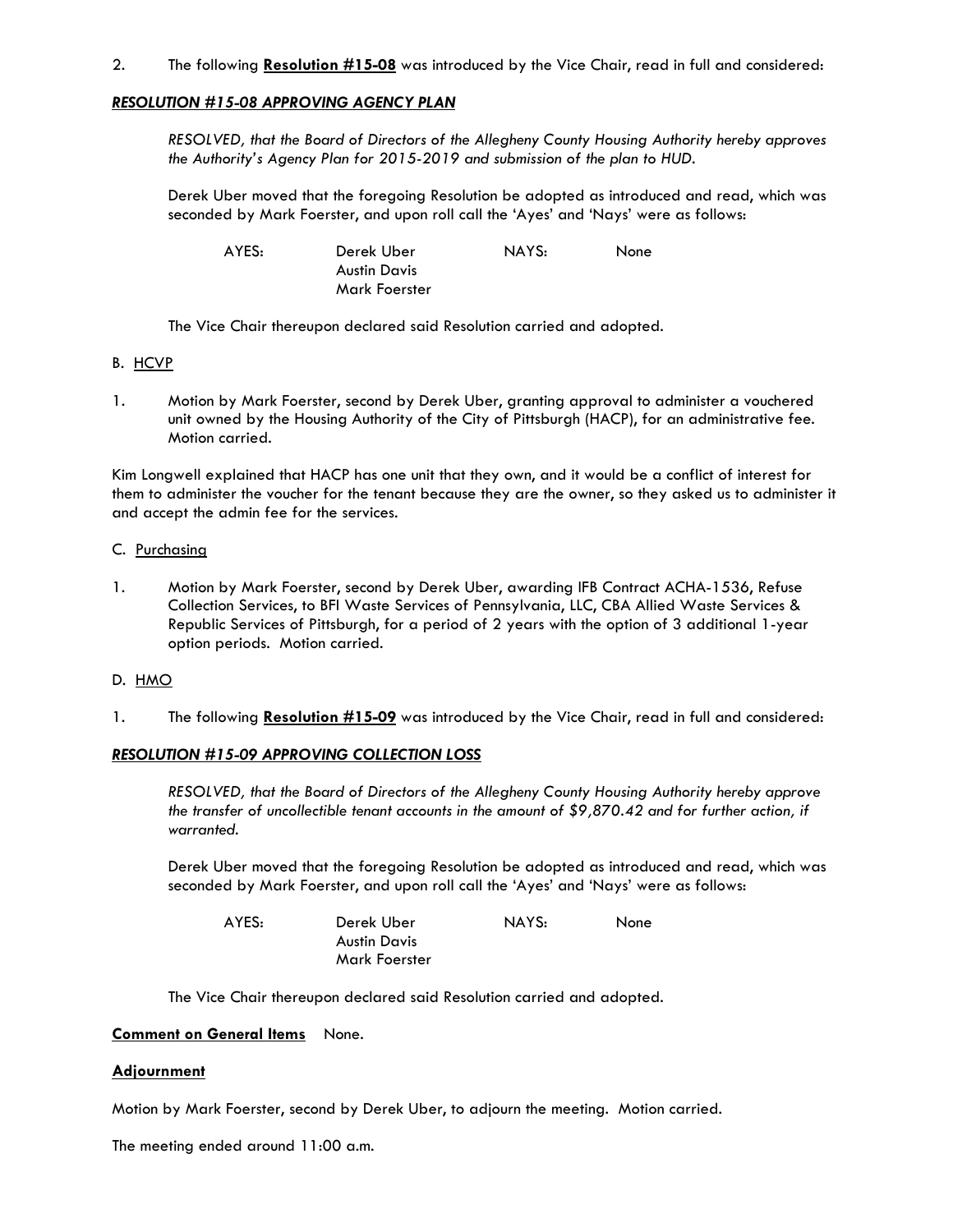2. The following **Resolution #15-08** was introduced by the Vice Chair, read in full and considered:

***RESOLUTION #15-08 APPROVING AGENCY PLAN***

*RESOLVED, that the Board of Directors of the Allegheny County Housing Authority hereby approves the Authority's Agency Plan for 2015-2019 and submission of the plan to HUD.*

Derek Uber moved that the foregoing Resolution be adopted as introduced and read, which was seconded by Mark Foerster, and upon roll call the 'Ayes' and 'Nays' were as follows:

| AYES: | Derek Uber | NAYS: | None |
|---|---|---|---|
| | Austin Davis | | |
| | Mark Foerster | | |

The Vice Chair thereupon declared said Resolution carried and adopted.

B. HCVP

1. Motion by Mark Foerster, second by Derek Uber, granting approval to administer a vouchered unit owned by the Housing Authority of the City of Pittsburgh (HACP), for an administrative fee. Motion carried.

Kim Longwell explained that HACP has one unit that they own, and it would be a conflict of interest for them to administer the voucher for the tenant because they are the owner, so they asked us to administer it and accept the admin fee for the services.

C. Purchasing

1. Motion by Mark Foerster, second by Derek Uber, awarding IFB Contract ACHA-1536, Refuse Collection Services, to BFI Waste Services of Pennsylvania, LLC, CBA Allied Waste Services & Republic Services of Pittsburgh, for a period of 2 years with the option of 3 additional 1-year option periods. Motion carried.

D. HMO

1. The following **Resolution #15-09** was introduced by the Vice Chair, read in full and considered:

***RESOLUTION #15-09 APPROVING COLLECTION LOSS***

*RESOLVED, that the Board of Directors of the Allegheny County Housing Authority hereby approve the transfer of uncollectible tenant accounts in the amount of $9,870.42 and for further action, if warranted.*

Derek Uber moved that the foregoing Resolution be adopted as introduced and read, which was seconded by Mark Foerster, and upon roll call the 'Ayes' and 'Nays' were as follows:

| AYES: | Derek Uber | NAYS: | None |
|---|---|---|---|
| | Austin Davis | | |
| | Mark Foerster | | |

The Vice Chair thereupon declared said Resolution carried and adopted.

**Comment on General Items** None.

**Adjournment**

Motion by Mark Foerster, second by Derek Uber, to adjourn the meeting. Motion carried.

The meeting ended around 11:00 a.m.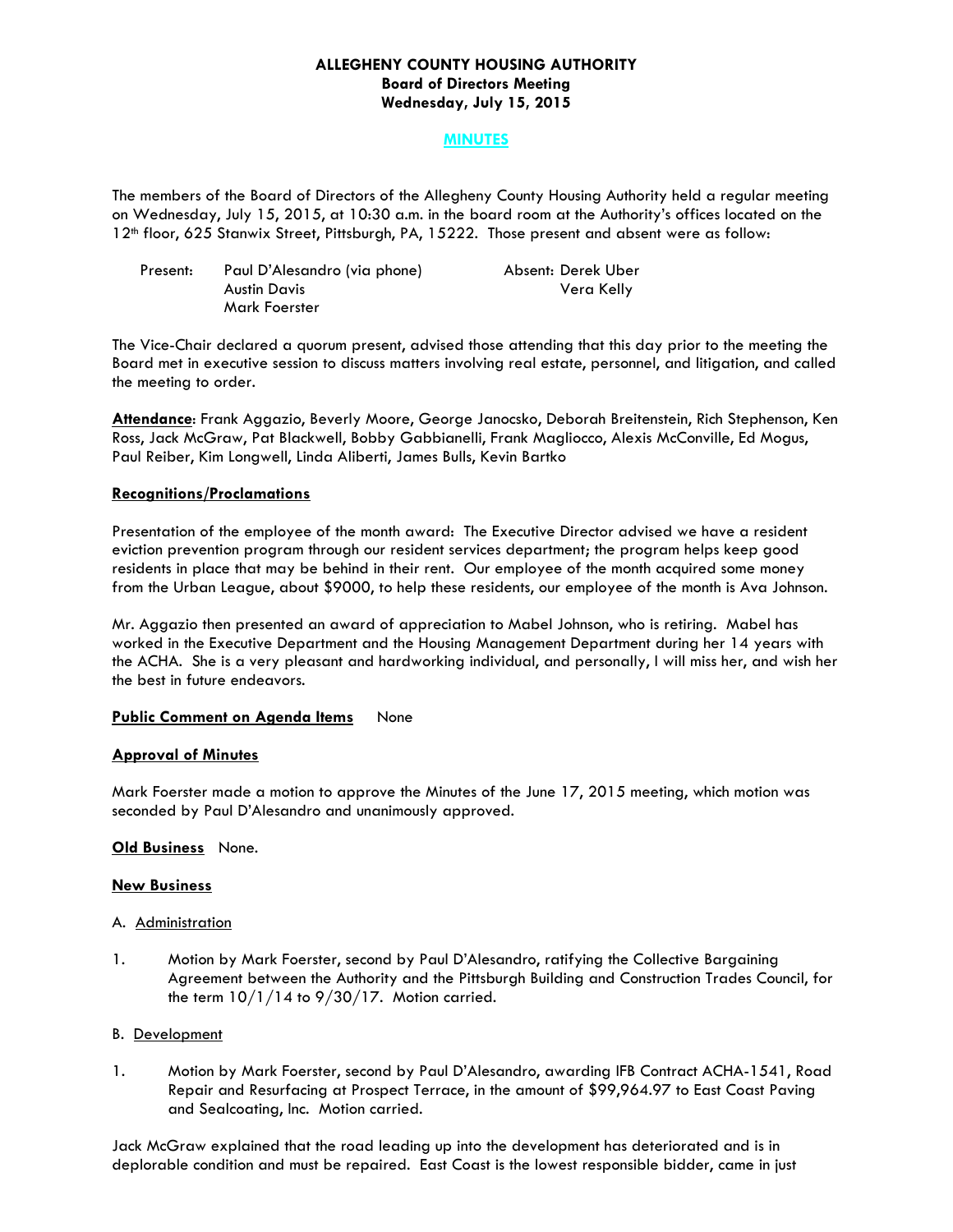**ALLEGHENY COUNTY HOUSING AUTHORITY**
**Board of Directors Meeting**
**Wednesday, July 15, 2015**

**MINUTES**

The members of the Board of Directors of the Allegheny County Housing Authority held a regular meeting on Wednesday, July 15, 2015, at 10:30 a.m. in the board room at the Authority's offices located on the 12th floor, 625 Stanwix Street, Pittsburgh, PA, 15222. Those present and absent were as follow:

Present: Paul D'Alesandro (via phone)
Austin Davis
Mark Foerster

Absent: Derek Uber
Vera Kelly

The Vice-Chair declared a quorum present, advised those attending that this day prior to the meeting the Board met in executive session to discuss matters involving real estate, personnel, and litigation, and called the meeting to order.

**Attendance**: Frank Aggazio, Beverly Moore, George Janocsko, Deborah Breitenstein, Rich Stephenson, Ken Ross, Jack McGraw, Pat Blackwell, Bobby Gabbianelli, Frank Magliocco, Alexis McConville, Ed Mogus, Paul Reiber, Kim Longwell, Linda Aliberti, James Bulls, Kevin Bartko

**Recognitions/Proclamations**

Presentation of the employee of the month award: The Executive Director advised we have a resident eviction prevention program through our resident services department; the program helps keep good residents in place that may be behind in their rent. Our employee of the month acquired some money from the Urban League, about $9000, to help these residents, our employee of the month is Ava Johnson.

Mr. Aggazio then presented an award of appreciation to Mabel Johnson, who is retiring. Mabel has worked in the Executive Department and the Housing Management Department during her 14 years with the ACHA. She is a very pleasant and hardworking individual, and personally, I will miss her, and wish her the best in future endeavors.

**Public Comment on Agenda Items** None

**Approval of Minutes**

Mark Foerster made a motion to approve the Minutes of the June 17, 2015 meeting, which motion was seconded by Paul D'Alesandro and unanimously approved.

**Old Business** None.

**New Business**

A. Administration

1. Motion by Mark Foerster, second by Paul D'Alesandro, ratifying the Collective Bargaining Agreement between the Authority and the Pittsburgh Building and Construction Trades Council, for the term 10/1/14 to 9/30/17. Motion carried.

B. Development

1. Motion by Mark Foerster, second by Paul D'Alesandro, awarding IFB Contract ACHA-1541, Road Repair and Resurfacing at Prospect Terrace, in the amount of $99,964.97 to East Coast Paving and Sealcoating, Inc. Motion carried.

Jack McGraw explained that the road leading up into the development has deteriorated and is in deplorable condition and must be repaired. East Coast is the lowest responsible bidder, came in just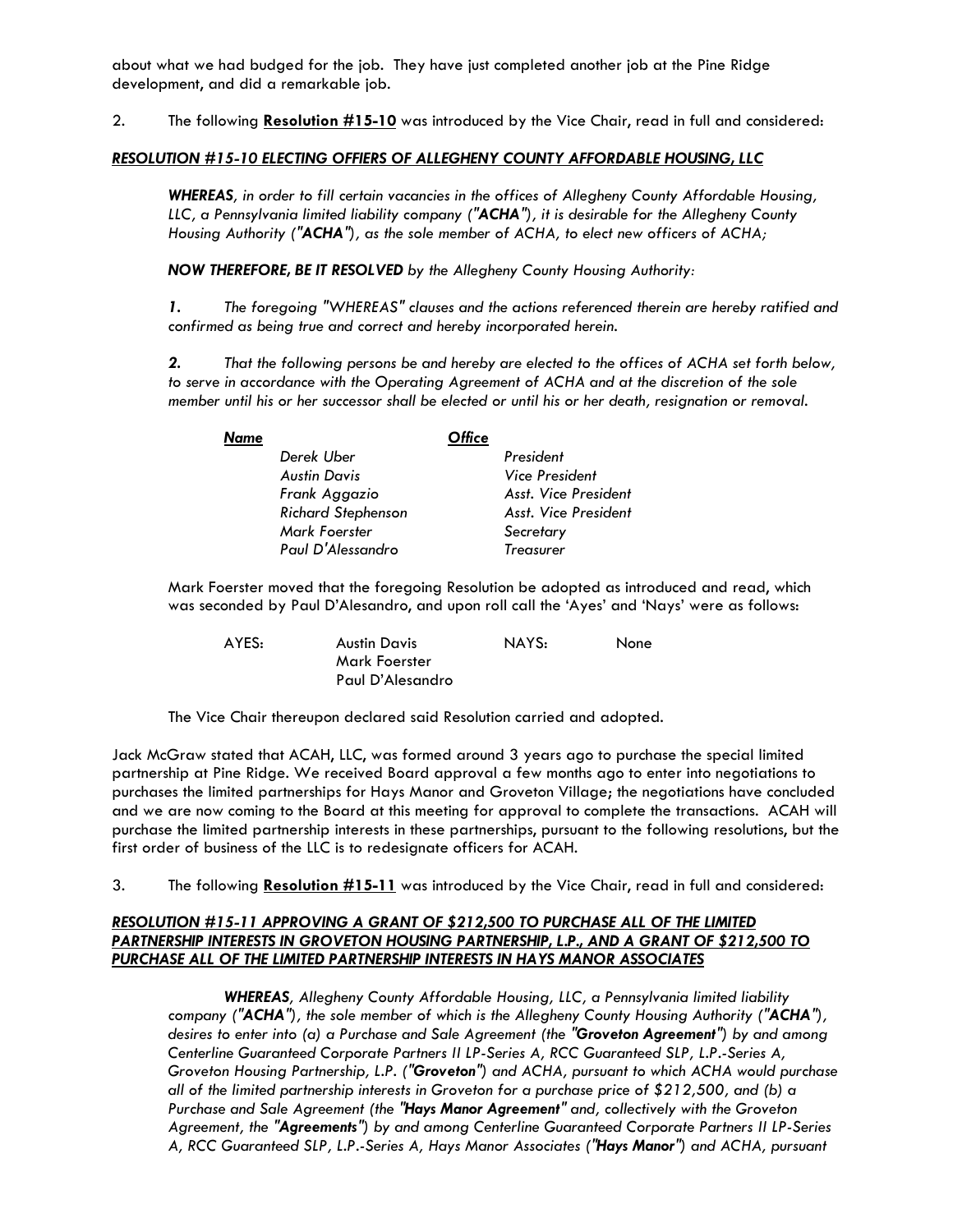about what we had budged for the job. They have just completed another job at the Pine Ridge development, and did a remarkable job.

2. The following **Resolution #15-10** was introduced by the Vice Chair, read in full and considered:

***RESOLUTION #15-10 ELECTING OFFIERS OF ALLEGHENY COUNTY AFFORDABLE HOUSING, LLC***

***WHEREAS****, in order to fill certain vacancies in the offices of Allegheny County Affordable Housing, LLC, a Pennsylvania limited liability company (****"ACHA"****), it is desirable for the Allegheny County Housing Authority (****"ACHA"****), as the sole member of ACHA, to elect new officers of ACHA;*

***NOW THEREFORE, BE IT RESOLVED*** *by the Allegheny County Housing Authority:*

***1.*** *The foregoing "WHEREAS" clauses and the actions referenced therein are hereby ratified and confirmed as being true and correct and hereby incorporated herein.*

***2.*** *That the following persons be and hereby are elected to the offices of ACHA set forth below, to serve in accordance with the Operating Agreement of ACHA and at the discretion of the sole member until his or her successor shall be elected or until his or her death, resignation or removal.*

| ***Name*** | ***Office*** |
|---|---|
| *Derek Uber* | *President* |
| *Austin Davis* | *Vice President* |
| *Frank Aggazio* | *Asst. Vice President* |
| *Richard Stephenson* | *Asst. Vice President* |
| *Mark Foerster* | *Secretary* |
| *Paul D'Alessandro* | *Treasurer* |

Mark Foerster moved that the foregoing Resolution be adopted as introduced and read, which was seconded by Paul D'Alesandro, and upon roll call the 'Ayes' and 'Nays' were as follows:

| AYES: | Austin Davis | NAYS: | None |
|---|---|---|---|
| | Mark Foerster | | |
| | Paul D'Alesandro | | |

The Vice Chair thereupon declared said Resolution carried and adopted.

Jack McGraw stated that ACAH, LLC, was formed around 3 years ago to purchase the special limited partnership at Pine Ridge. We received Board approval a few months ago to enter into negotiations to purchases the limited partnerships for Hays Manor and Groveton Village; the negotiations have concluded and we are now coming to the Board at this meeting for approval to complete the transactions. ACAH will purchase the limited partnership interests in these partnerships, pursuant to the following resolutions, but the first order of business of the LLC is to redesignate officers for ACAH.

3. The following **Resolution #15-11** was introduced by the Vice Chair, read in full and considered:

***RESOLUTION #15-11 APPROVING A GRANT OF $212,500 TO PURCHASE ALL OF THE LIMITED PARTNERSHIP INTERESTS IN GROVETON HOUSING PARTNERSHIP, L.P., AND A GRANT OF $212,500 TO PURCHASE ALL OF THE LIMITED PARTNERSHIP INTERESTS IN HAYS MANOR ASSOCIATES***

***WHEREAS****, Allegheny County Affordable Housing, LLC, a Pennsylvania limited liability company (****"ACHA"****), the sole member of which is the Allegheny County Housing Authority (****"ACHA"****), desires to enter into (a) a Purchase and Sale Agreement (the* ***"Groveton Agreement"****) by and among Centerline Guaranteed Corporate Partners II LP-Series A, RCC Guaranteed SLP, L.P.-Series A, Groveton Housing Partnership, L.P. (****"Groveton"****) and ACHA, pursuant to which ACHA would purchase all of the limited partnership interests in Groveton for a purchase price of $212,500, and (b) a Purchase and Sale Agreement (the* ***"Hays Manor Agreement"*** *and, collectively with the Groveton Agreement, the* ***"Agreements"****) by and among Centerline Guaranteed Corporate Partners II LP-Series A, RCC Guaranteed SLP, L.P.-Series A, Hays Manor Associates (****"Hays Manor"****) and ACHA, pursuant*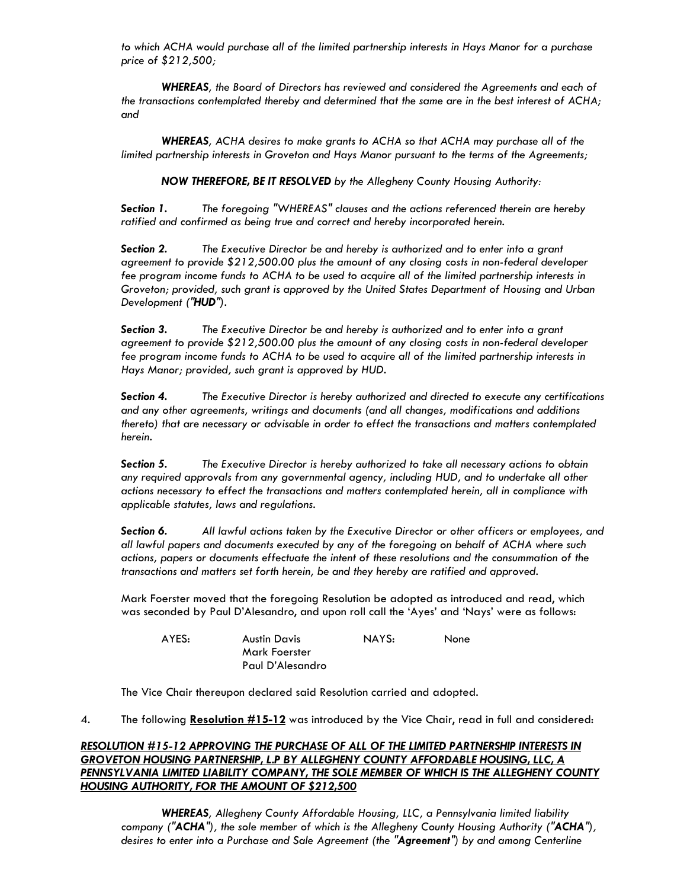*to which ACHA would purchase all of the limited partnership interests in Hays Manor for a purchase price of $212,500;*

***WHEREAS**, the Board of Directors has reviewed and considered the Agreements and each of the transactions contemplated thereby and determined that the same are in the best interest of ACHA; and*

***WHEREAS**, ACHA desires to make grants to ACHA so that ACHA may purchase all of the limited partnership interests in Groveton and Hays Manor pursuant to the terms of the Agreements;*

***NOW THEREFORE, BE IT RESOLVED** by the Allegheny County Housing Authority:*

***Section 1.*** *The foregoing "WHEREAS" clauses and the actions referenced therein are hereby ratified and confirmed as being true and correct and hereby incorporated herein.*

***Section 2.*** *The Executive Director be and hereby is authorized and to enter into a grant agreement to provide $212,500.00 plus the amount of any closing costs in non-federal developer fee program income funds to ACHA to be used to acquire all of the limited partnership interests in Groveton; provided, such grant is approved by the United States Department of Housing and Urban Development (**"HUD"**).*

***Section 3.*** *The Executive Director be and hereby is authorized and to enter into a grant agreement to provide $212,500.00 plus the amount of any closing costs in non-federal developer fee program income funds to ACHA to be used to acquire all of the limited partnership interests in Hays Manor; provided, such grant is approved by HUD.*

***Section 4.*** *The Executive Director is hereby authorized and directed to execute any certifications and any other agreements, writings and documents (and all changes, modifications and additions thereto) that are necessary or advisable in order to effect the transactions and matters contemplated herein.*

***Section 5.*** *The Executive Director is hereby authorized to take all necessary actions to obtain any required approvals from any governmental agency, including HUD, and to undertake all other actions necessary to effect the transactions and matters contemplated herein, all in compliance with applicable statutes, laws and regulations.*

***Section 6.*** *All lawful actions taken by the Executive Director or other officers or employees, and all lawful papers and documents executed by any of the foregoing on behalf of ACHA where such actions, papers or documents effectuate the intent of these resolutions and the consummation of the transactions and matters set forth herein, be and they hereby are ratified and approved.*

Mark Foerster moved that the foregoing Resolution be adopted as introduced and read, which was seconded by Paul D'Alesandro, and upon roll call the 'Ayes' and 'Nays' were as follows:

| AYES: | Austin Davis | NAYS: | None |
|---|---|---|---|
| | Mark Foerster | | |
| | Paul D'Alesandro | | |

The Vice Chair thereupon declared said Resolution carried and adopted.

4. The following **Resolution #15-12** was introduced by the Vice Chair, read in full and considered:

***RESOLUTION #15-12 APPROVING THE PURCHASE OF ALL OF THE LIMITED PARTNERSHIP INTERESTS IN GROVETON HOUSING PARTNERSHIP, L.P BY ALLEGHENY COUNTY AFFORDABLE HOUSING, LLC, A PENNSYLVANIA LIMITED LIABILITY COMPANY, THE SOLE MEMBER OF WHICH IS THE ALLEGHENY COUNTY HOUSING AUTHORITY, FOR THE AMOUNT OF $212,500***

***WHEREAS**, Allegheny County Affordable Housing, LLC, a Pennsylvania limited liability company (**"ACHA"**), the sole member of which is the Allegheny County Housing Authority (**"ACHA"**), desires to enter into a Purchase and Sale Agreement (the **"Agreement"**) by and among Centerline*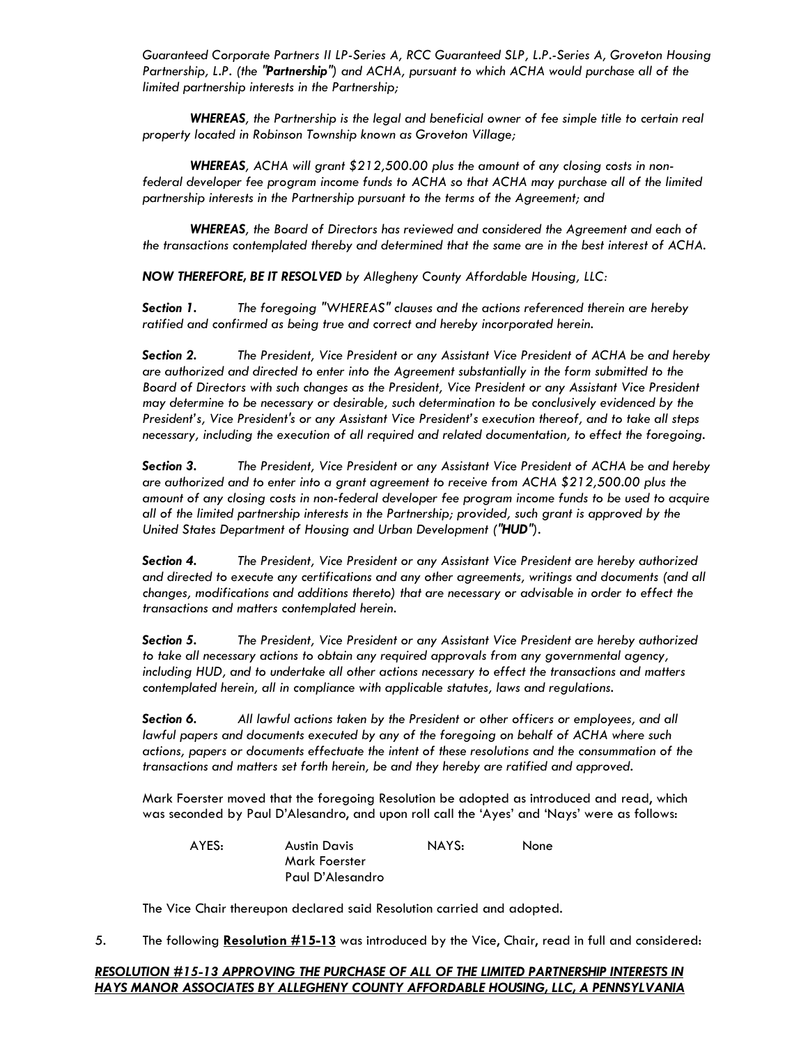*Guaranteed Corporate Partners II LP-Series A, RCC Guaranteed SLP, L.P.-Series A, Groveton Housing Partnership, L.P. (the "**Partnership**") and ACHA, pursuant to which ACHA would purchase all of the limited partnership interests in the Partnership;*

***WHEREAS**, the Partnership is the legal and beneficial owner of fee simple title to certain real property located in Robinson Township known as Groveton Village;*

***WHEREAS**, ACHA will grant $212,500.00 plus the amount of any closing costs in non-federal developer fee program income funds to ACHA so that ACHA may purchase all of the limited partnership interests in the Partnership pursuant to the terms of the Agreement; and*

***WHEREAS**, the Board of Directors has reviewed and considered the Agreement and each of the transactions contemplated thereby and determined that the same are in the best interest of ACHA.*

***NOW THEREFORE, BE IT RESOLVED** by Allegheny County Affordable Housing, LLC:*

***Section 1.*** *The foregoing "WHEREAS" clauses and the actions referenced therein are hereby ratified and confirmed as being true and correct and hereby incorporated herein.*

***Section 2.*** *The President, Vice President or any Assistant Vice President of ACHA be and hereby are authorized and directed to enter into the Agreement substantially in the form submitted to the Board of Directors with such changes as the President, Vice President or any Assistant Vice President may determine to be necessary or desirable, such determination to be conclusively evidenced by the President's, Vice President's or any Assistant Vice President's execution thereof, and to take all steps necessary, including the execution of all required and related documentation, to effect the foregoing.*

***Section 3.*** *The President, Vice President or any Assistant Vice President of ACHA be and hereby are authorized and to enter into a grant agreement to receive from ACHA $212,500.00 plus the amount of any closing costs in non-federal developer fee program income funds to be used to acquire all of the limited partnership interests in the Partnership; provided, such grant is approved by the United States Department of Housing and Urban Development ("**HUD**").*

***Section 4.*** *The President, Vice President or any Assistant Vice President are hereby authorized and directed to execute any certifications and any other agreements, writings and documents (and all changes, modifications and additions thereto) that are necessary or advisable in order to effect the transactions and matters contemplated herein.*

***Section 5.*** *The President, Vice President or any Assistant Vice President are hereby authorized to take all necessary actions to obtain any required approvals from any governmental agency, including HUD, and to undertake all other actions necessary to effect the transactions and matters contemplated herein, all in compliance with applicable statutes, laws and regulations.*

***Section 6.*** *All lawful actions taken by the President or other officers or employees, and all lawful papers and documents executed by any of the foregoing on behalf of ACHA where such actions, papers or documents effectuate the intent of these resolutions and the consummation of the transactions and matters set forth herein, be and they hereby are ratified and approved.*

Mark Foerster moved that the foregoing Resolution be adopted as introduced and read, which was seconded by Paul D'Alesandro, and upon roll call the 'Ayes' and 'Nays' were as follows:

| AYES: | Austin Davis | NAYS: | None |
|---|---|---|---|
| | Mark Foerster | | |
| | Paul D'Alesandro | | |

The Vice Chair thereupon declared said Resolution carried and adopted.

5. The following **Resolution #15-13** was introduced by the Vice, Chair, read in full and considered:

***RESOLUTION #15-13 APPROVING THE PURCHASE OF ALL OF THE LIMITED PARTNERSHIP INTERESTS IN HAYS MANOR ASSOCIATES BY ALLEGHENY COUNTY AFFORDABLE HOUSING, LLC, A PENNSYLVANIA***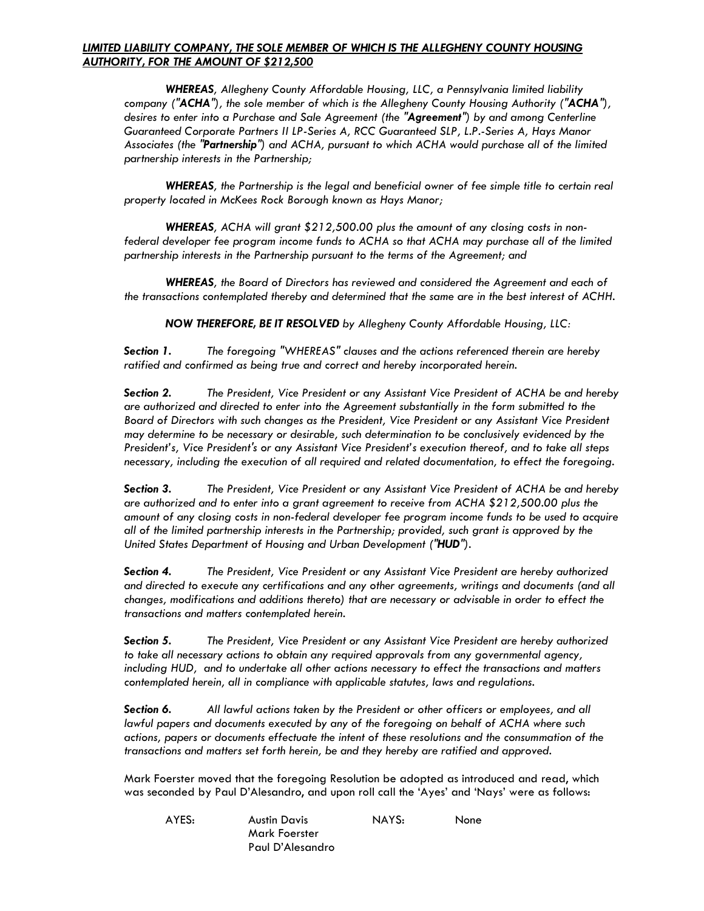***LIMITED LIABILITY COMPANY, THE SOLE MEMBER OF WHICH IS THE ALLEGHENY COUNTY HOUSING AUTHORITY, FOR THE AMOUNT OF $212,500***

***WHEREAS****, Allegheny County Affordable Housing, LLC, a Pennsylvania limited liability company (****"ACHA"****), the sole member of which is the Allegheny County Housing Authority (****"ACHA"****), desires to enter into a Purchase and Sale Agreement (the ****"Agreement"****) by and among Centerline Guaranteed Corporate Partners II LP-Series A, RCC Guaranteed SLP, L.P.-Series A, Hays Manor Associates (the ****"Partnership"****) and ACHA, pursuant to which ACHA would purchase all of the limited partnership interests in the Partnership;*

***WHEREAS****, the Partnership is the legal and beneficial owner of fee simple title to certain real property located in McKees Rock Borough known as Hays Manor;*

***WHEREAS****, ACHA will grant $212,500.00 plus the amount of any closing costs in non-federal developer fee program income funds to ACHA so that ACHA may purchase all of the limited partnership interests in the Partnership pursuant to the terms of the Agreement; and*

***WHEREAS****, the Board of Directors has reviewed and considered the Agreement and each of the transactions contemplated thereby and determined that the same are in the best interest of ACHH.*

***NOW THEREFORE, BE IT RESOLVED*** *by Allegheny County Affordable Housing, LLC:*

***Section 1.*** *The foregoing "WHEREAS" clauses and the actions referenced therein are hereby ratified and confirmed as being true and correct and hereby incorporated herein.*

***Section 2.*** *The President, Vice President or any Assistant Vice President of ACHA be and hereby are authorized and directed to enter into the Agreement substantially in the form submitted to the Board of Directors with such changes as the President, Vice President or any Assistant Vice President may determine to be necessary or desirable, such determination to be conclusively evidenced by the President's, Vice President's or any Assistant Vice President's execution thereof, and to take all steps necessary, including the execution of all required and related documentation, to effect the foregoing.*

***Section 3.*** *The President, Vice President or any Assistant Vice President of ACHA be and hereby are authorized and to enter into a grant agreement to receive from ACHA $212,500.00 plus the amount of any closing costs in non-federal developer fee program income funds to be used to acquire all of the limited partnership interests in the Partnership; provided, such grant is approved by the United States Department of Housing and Urban Development (****"HUD"****).*

***Section 4.*** *The President, Vice President or any Assistant Vice President are hereby authorized and directed to execute any certifications and any other agreements, writings and documents (and all changes, modifications and additions thereto) that are necessary or advisable in order to effect the transactions and matters contemplated herein.*

***Section 5.*** *The President, Vice President or any Assistant Vice President are hereby authorized to take all necessary actions to obtain any required approvals from any governmental agency, including HUD, and to undertake all other actions necessary to effect the transactions and matters contemplated herein, all in compliance with applicable statutes, laws and regulations.*

***Section 6.*** *All lawful actions taken by the President or other officers or employees, and all lawful papers and documents executed by any of the foregoing on behalf of ACHA where such actions, papers or documents effectuate the intent of these resolutions and the consummation of the transactions and matters set forth herein, be and they hereby are ratified and approved.*

Mark Foerster moved that the foregoing Resolution be adopted as introduced and read, which was seconded by Paul D'Alesandro, and upon roll call the 'Ayes' and 'Nays' were as follows:

| AYES: | | NAYS: | |
|---|---|---|---|
| | Austin Davis | | None |
| | Mark Foerster | | |
| | Paul D'Alesandro | | |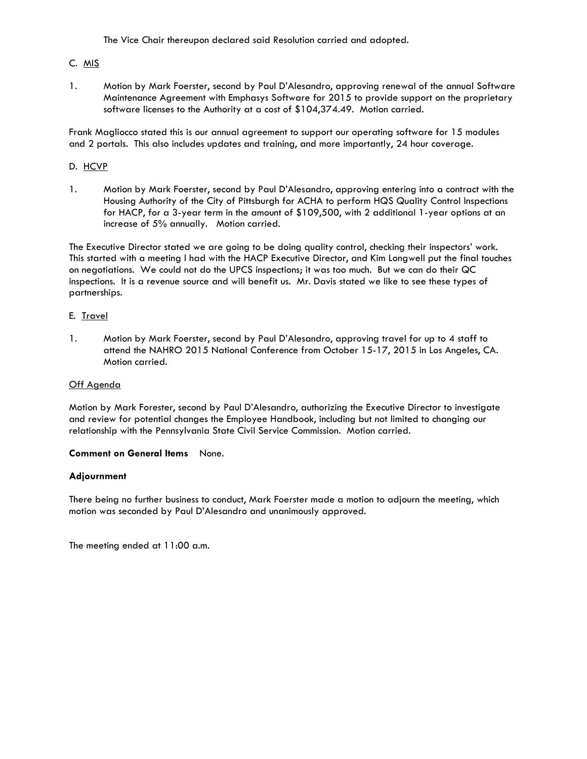The Vice Chair thereupon declared said Resolution carried and adopted.

C. MIS

1. Motion by Mark Foerster, second by Paul D'Alesandro, approving renewal of the annual Software Maintenance Agreement with Emphasys Software for 2015 to provide support on the proprietary software licenses to the Authority at a cost of $104,374.49. Motion carried.

Frank Magliocco stated this is our annual agreement to support our operating software for 15 modules and 2 portals. This also includes updates and training, and more importantly, 24 hour coverage.

D. HCVP

1. Motion by Mark Foerster, second by Paul D'Alesandro, approving entering into a contract with the Housing Authority of the City of Pittsburgh for ACHA to perform HQS Quality Control Inspections for HACP, for a 3-year term in the amount of $109,500, with 2 additional 1-year options at an increase of 5% annually. Motion carried.

The Executive Director stated we are going to be doing quality control, checking their inspectors' work. This started with a meeting I had with the HACP Executive Director, and Kim Longwell put the final touches on negotiations. We could not do the UPCS inspections; it was too much. But we can do their QC inspections. It is a revenue source and will benefit us. Mr. Davis stated we like to see these types of partnerships.

E. Travel

1. Motion by Mark Foerster, second by Paul D'Alesandro, approving travel for up to 4 staff to attend the NAHRO 2015 National Conference from October 15-17, 2015 in Los Angeles, CA. Motion carried.

Off Agenda

Motion by Mark Forester, second by Paul D'Alesandro, authorizing the Executive Director to investigate and review for potential changes the Employee Handbook, including but not limited to changing our relationship with the Pennsylvania State Civil Service Commission. Motion carried.

**Comment on General Items** None.

**Adjournment**

There being no further business to conduct, Mark Foerster made a motion to adjourn the meeting, which motion was seconded by Paul D'Alesandro and unanimously approved.

The meeting ended at 11:00 a.m.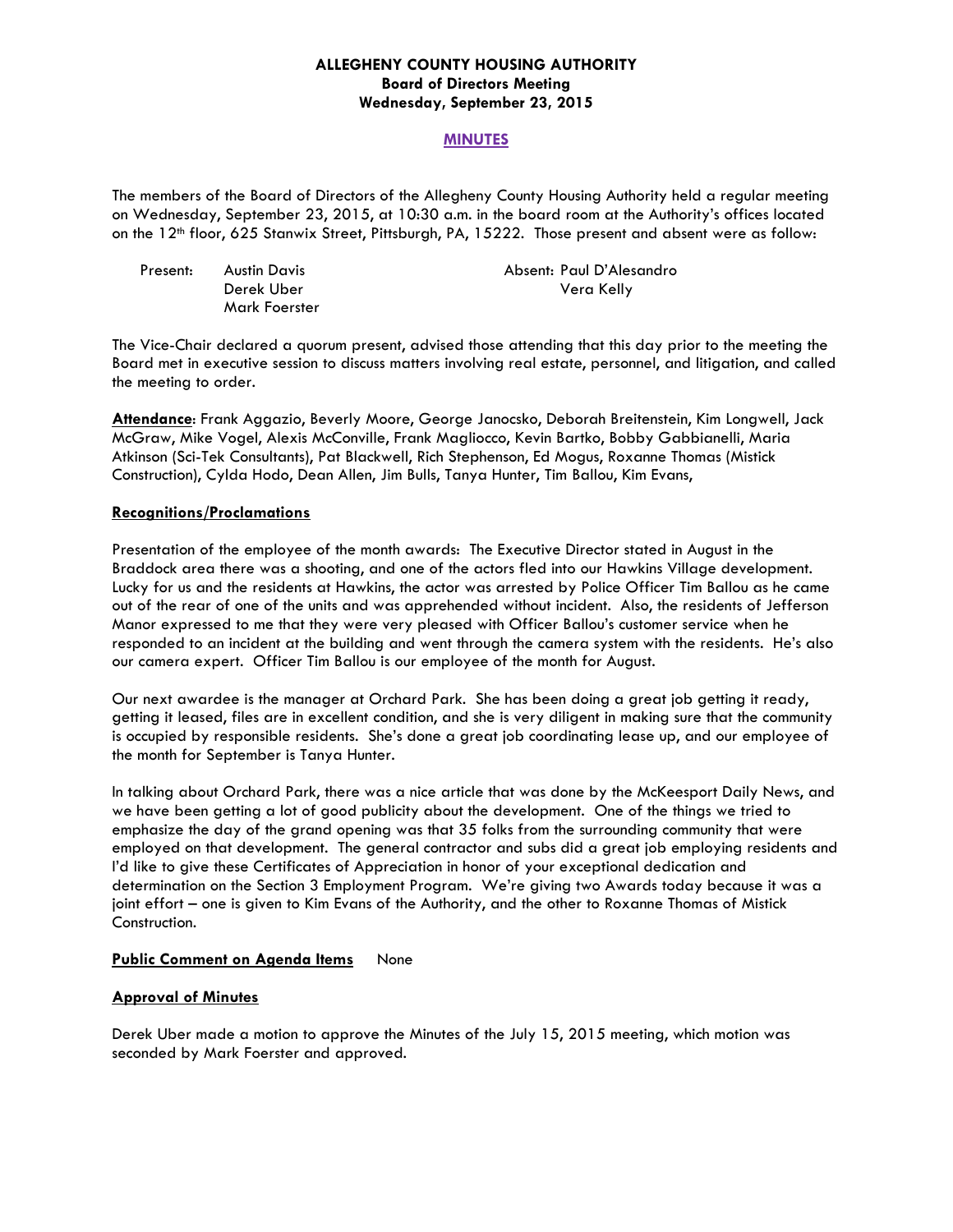**ALLEGHENY COUNTY HOUSING AUTHORITY**
**Board of Directors Meeting**
**Wednesday, September 23, 2015**

**MINUTES**

The members of the Board of Directors of the Allegheny County Housing Authority held a regular meeting on Wednesday, September 23, 2015, at 10:30 a.m. in the board room at the Authority's offices located on the 12th floor, 625 Stanwix Street, Pittsburgh, PA, 15222. Those present and absent were as follow:

| Present: | Austin Davis | Absent: | Paul D'Alesandro |
|---|---|---|---|
| | Derek Uber | | Vera Kelly |
| | Mark Foerster | | |

The Vice-Chair declared a quorum present, advised those attending that this day prior to the meeting the Board met in executive session to discuss matters involving real estate, personnel, and litigation, and called the meeting to order.

**Attendance**: Frank Aggazio, Beverly Moore, George Janocsko, Deborah Breitenstein, Kim Longwell, Jack McGraw, Mike Vogel, Alexis McConville, Frank Magliocco, Kevin Bartko, Bobby Gabbianelli, Maria Atkinson (Sci-Tek Consultants), Pat Blackwell, Rich Stephenson, Ed Mogus, Roxanne Thomas (Mistick Construction), Cylda Hodo, Dean Allen, Jim Bulls, Tanya Hunter, Tim Ballou, Kim Evans,

**Recognitions/Proclamations**

Presentation of the employee of the month awards: The Executive Director stated in August in the Braddock area there was a shooting, and one of the actors fled into our Hawkins Village development. Lucky for us and the residents at Hawkins, the actor was arrested by Police Officer Tim Ballou as he came out of the rear of one of the units and was apprehended without incident. Also, the residents of Jefferson Manor expressed to me that they were very pleased with Officer Ballou's customer service when he responded to an incident at the building and went through the camera system with the residents. He's also our camera expert. Officer Tim Ballou is our employee of the month for August.

Our next awardee is the manager at Orchard Park. She has been doing a great job getting it ready, getting it leased, files are in excellent condition, and she is very diligent in making sure that the community is occupied by responsible residents. She's done a great job coordinating lease up, and our employee of the month for September is Tanya Hunter.

In talking about Orchard Park, there was a nice article that was done by the McKeesport Daily News, and we have been getting a lot of good publicity about the development. One of the things we tried to emphasize the day of the grand opening was that 35 folks from the surrounding community that were employed on that development. The general contractor and subs did a great job employing residents and I'd like to give these Certificates of Appreciation in honor of your exceptional dedication and determination on the Section 3 Employment Program. We're giving two Awards today because it was a joint effort – one is given to Kim Evans of the Authority, and the other to Roxanne Thomas of Mistick Construction.

**Public Comment on Agenda Items** None

**Approval of Minutes**

Derek Uber made a motion to approve the Minutes of the July 15, 2015 meeting, which motion was seconded by Mark Foerster and approved.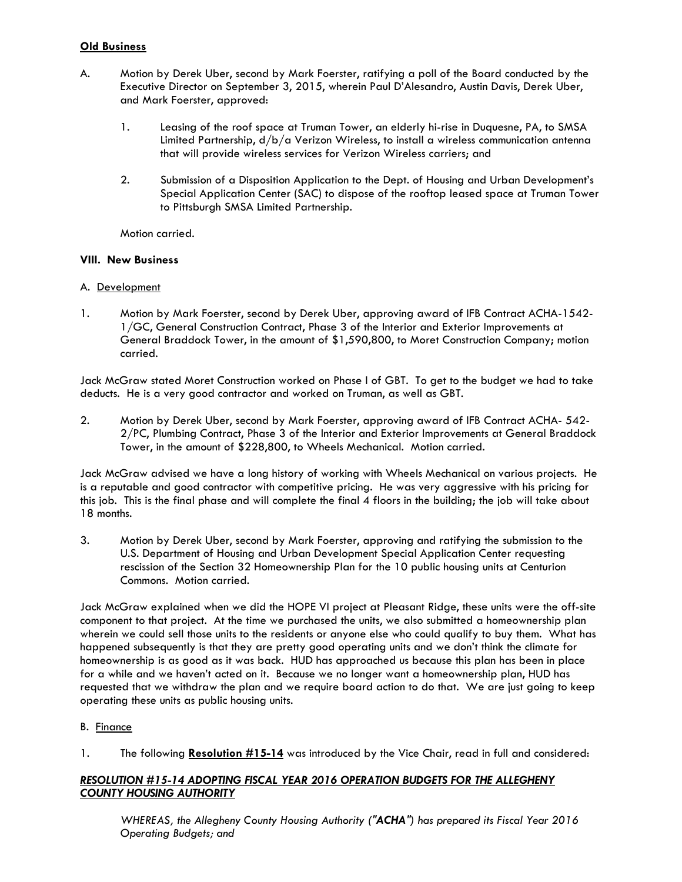**Old Business**

A. Motion by Derek Uber, second by Mark Foerster, ratifying a poll of the Board conducted by the Executive Director on September 3, 2015, wherein Paul D'Alesandro, Austin Davis, Derek Uber, and Mark Foerster, approved:

1. Leasing of the roof space at Truman Tower, an elderly hi-rise in Duquesne, PA, to SMSA Limited Partnership, d/b/a Verizon Wireless, to install a wireless communication antenna that will provide wireless services for Verizon Wireless carriers; and

2. Submission of a Disposition Application to the Dept. of Housing and Urban Development's Special Application Center (SAC) to dispose of the rooftop leased space at Truman Tower to Pittsburgh SMSA Limited Partnership.

Motion carried.

**VIII. New Business**

A. Development

1. Motion by Mark Foerster, second by Derek Uber, approving award of IFB Contract ACHA-1542-1/GC, General Construction Contract, Phase 3 of the Interior and Exterior Improvements at General Braddock Tower, in the amount of $1,590,800, to Moret Construction Company; motion carried.

Jack McGraw stated Moret Construction worked on Phase I of GBT. To get to the budget we had to take deducts. He is a very good contractor and worked on Truman, as well as GBT.

2. Motion by Derek Uber, second by Mark Foerster, approving award of IFB Contract ACHA- 542-2/PC, Plumbing Contract, Phase 3 of the Interior and Exterior Improvements at General Braddock Tower, in the amount of $228,800, to Wheels Mechanical. Motion carried.

Jack McGraw advised we have a long history of working with Wheels Mechanical on various projects. He is a reputable and good contractor with competitive pricing. He was very aggressive with his pricing for this job. This is the final phase and will complete the final 4 floors in the building; the job will take about 18 months.

3. Motion by Derek Uber, second by Mark Foerster, approving and ratifying the submission to the U.S. Department of Housing and Urban Development Special Application Center requesting rescission of the Section 32 Homeownership Plan for the 10 public housing units at Centurion Commons. Motion carried.

Jack McGraw explained when we did the HOPE VI project at Pleasant Ridge, these units were the off-site component to that project. At the time we purchased the units, we also submitted a homeownership plan wherein we could sell those units to the residents or anyone else who could qualify to buy them. What has happened subsequently is that they are pretty good operating units and we don't think the climate for homeownership is as good as it was back. HUD has approached us because this plan has been in place for a while and we haven't acted on it. Because we no longer want a homeownership plan, HUD has requested that we withdraw the plan and we require board action to do that. We are just going to keep operating these units as public housing units.

B. Finance

1. The following **Resolution #15-14** was introduced by the Vice Chair, read in full and considered:

***RESOLUTION #15-14 ADOPTING FISCAL YEAR 2016 OPERATION BUDGETS FOR THE ALLEGHENY COUNTY HOUSING AUTHORITY***

*WHEREAS, the Allegheny County Housing Authority (**"ACHA"**) has prepared its Fiscal Year 2016 Operating Budgets; and*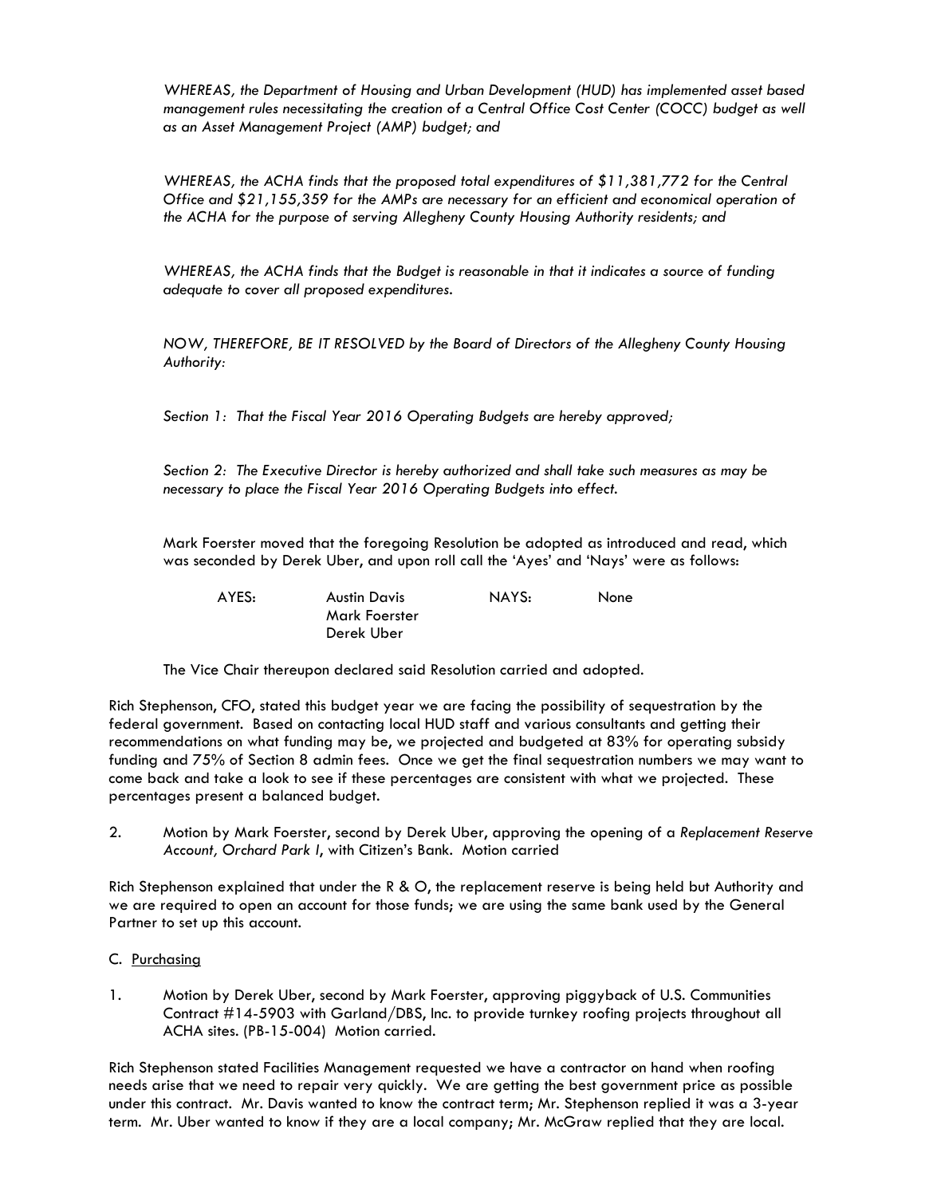*WHEREAS, the Department of Housing and Urban Development (HUD) has implemented asset based management rules necessitating the creation of a Central Office Cost Center (COCC) budget as well as an Asset Management Project (AMP) budget; and*

*WHEREAS, the ACHA finds that the proposed total expenditures of $11,381,772 for the Central Office and $21,155,359 for the AMPs are necessary for an efficient and economical operation of the ACHA for the purpose of serving Allegheny County Housing Authority residents; and*

*WHEREAS, the ACHA finds that the Budget is reasonable in that it indicates a source of funding adequate to cover all proposed expenditures.*

*NOW, THEREFORE, BE IT RESOLVED by the Board of Directors of the Allegheny County Housing Authority:*

*Section 1: That the Fiscal Year 2016 Operating Budgets are hereby approved;*

*Section 2: The Executive Director is hereby authorized and shall take such measures as may be necessary to place the Fiscal Year 2016 Operating Budgets into effect.*

Mark Foerster moved that the foregoing Resolution be adopted as introduced and read, which was seconded by Derek Uber, and upon roll call the 'Ayes' and 'Nays' were as follows:

| AYES: | Austin Davis | NAYS: | None |
|---|---|---|---|
| | Mark Foerster | | |
| | Derek Uber | | |

The Vice Chair thereupon declared said Resolution carried and adopted.

Rich Stephenson, CFO, stated this budget year we are facing the possibility of sequestration by the federal government. Based on contacting local HUD staff and various consultants and getting their recommendations on what funding may be, we projected and budgeted at 83% for operating subsidy funding and 75% of Section 8 admin fees. Once we get the final sequestration numbers we may want to come back and take a look to see if these percentages are consistent with what we projected. These percentages present a balanced budget.

2. Motion by Mark Foerster, second by Derek Uber, approving the opening of a *Replacement Reserve Account, Orchard Park I*, with Citizen's Bank. Motion carried

Rich Stephenson explained that under the R & O, the replacement reserve is being held but Authority and we are required to open an account for those funds; we are using the same bank used by the General Partner to set up this account.

C. <u>Purchasing</u>

1. Motion by Derek Uber, second by Mark Foerster, approving piggyback of U.S. Communities Contract #14-5903 with Garland/DBS, Inc. to provide turnkey roofing projects throughout all ACHA sites. (PB-15-004) Motion carried.

Rich Stephenson stated Facilities Management requested we have a contractor on hand when roofing needs arise that we need to repair very quickly. We are getting the best government price as possible under this contract. Mr. Davis wanted to know the contract term; Mr. Stephenson replied it was a 3-year term. Mr. Uber wanted to know if they are a local company; Mr. McGraw replied that they are local.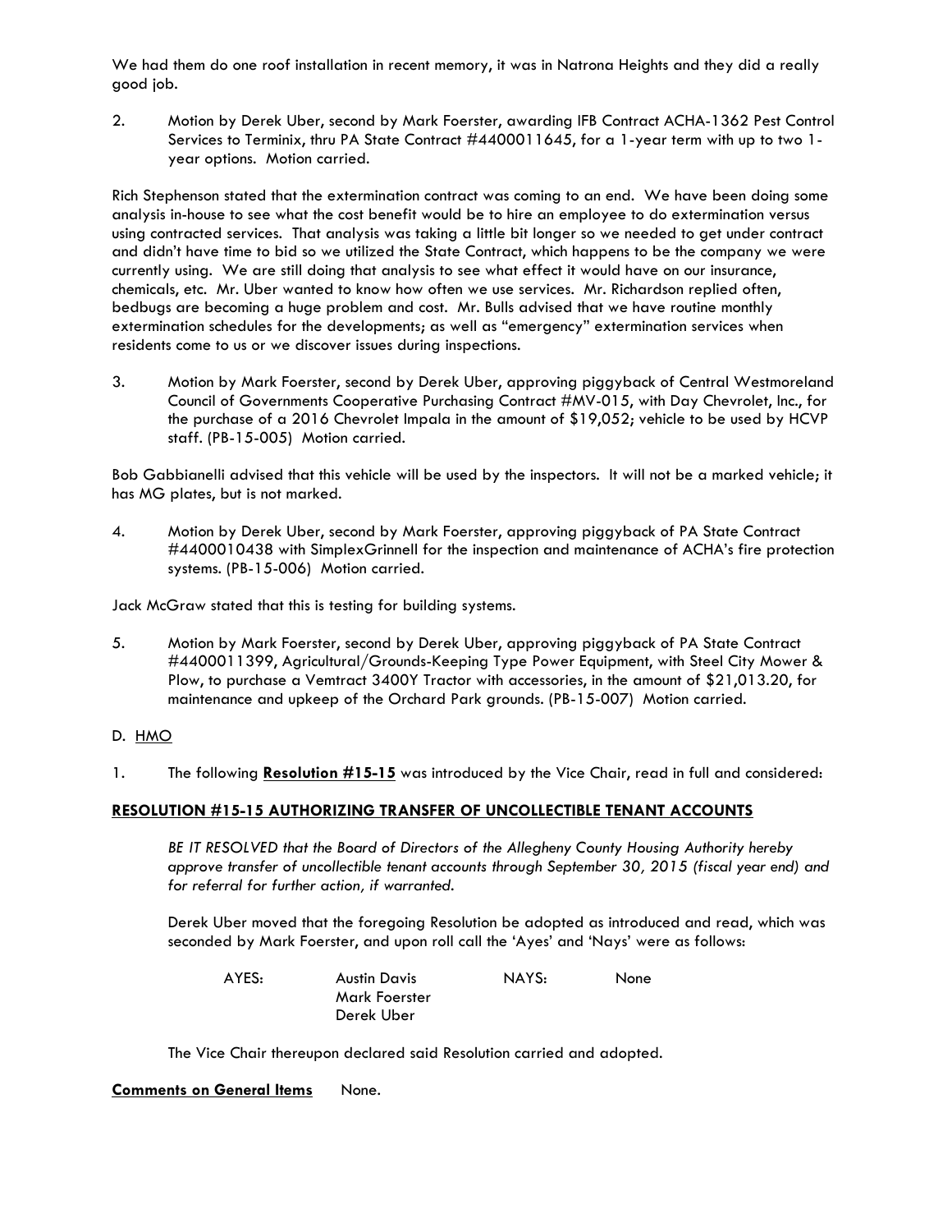We had them do one roof installation in recent memory, it was in Natrona Heights and they did a really good job.

2. Motion by Derek Uber, second by Mark Foerster, awarding IFB Contract ACHA-1362 Pest Control Services to Terminix, thru PA State Contract #4400011645, for a 1-year term with up to two 1-year options. Motion carried.

Rich Stephenson stated that the extermination contract was coming to an end. We have been doing some analysis in-house to see what the cost benefit would be to hire an employee to do extermination versus using contracted services. That analysis was taking a little bit longer so we needed to get under contract and didn't have time to bid so we utilized the State Contract, which happens to be the company we were currently using. We are still doing that analysis to see what effect it would have on our insurance, chemicals, etc. Mr. Uber wanted to know how often we use services. Mr. Richardson replied often, bedbugs are becoming a huge problem and cost. Mr. Bulls advised that we have routine monthly extermination schedules for the developments; as well as "emergency" extermination services when residents come to us or we discover issues during inspections.

3. Motion by Mark Foerster, second by Derek Uber, approving piggyback of Central Westmoreland Council of Governments Cooperative Purchasing Contract #MV-015, with Day Chevrolet, Inc., for the purchase of a 2016 Chevrolet Impala in the amount of $19,052; vehicle to be used by HCVP staff. (PB-15-005) Motion carried.

Bob Gabbianelli advised that this vehicle will be used by the inspectors. It will not be a marked vehicle; it has MG plates, but is not marked.

4. Motion by Derek Uber, second by Mark Foerster, approving piggyback of PA State Contract #4400010438 with SimplexGrinnell for the inspection and maintenance of ACHA's fire protection systems. (PB-15-006) Motion carried.

Jack McGraw stated that this is testing for building systems.

5. Motion by Mark Foerster, second by Derek Uber, approving piggyback of PA State Contract #4400011399, Agricultural/Grounds-Keeping Type Power Equipment, with Steel City Mower & Plow, to purchase a Vemtract 3400Y Tractor with accessories, in the amount of $21,013.20, for maintenance and upkeep of the Orchard Park grounds. (PB-15-007) Motion carried.

D. HMO

1. The following **Resolution #15-15** was introduced by the Vice Chair, read in full and considered:

**RESOLUTION #15-15 AUTHORIZING TRANSFER OF UNCOLLECTIBLE TENANT ACCOUNTS**

*BE IT RESOLVED that the Board of Directors of the Allegheny County Housing Authority hereby approve transfer of uncollectible tenant accounts through September 30, 2015 (fiscal year end) and for referral for further action, if warranted.*

Derek Uber moved that the foregoing Resolution be adopted as introduced and read, which was seconded by Mark Foerster, and upon roll call the 'Ayes' and 'Nays' were as follows:

AYES: Austin Davis
Mark Foerster
Derek Uber

NAYS: None

The Vice Chair thereupon declared said Resolution carried and adopted.

**Comments on General Items** None.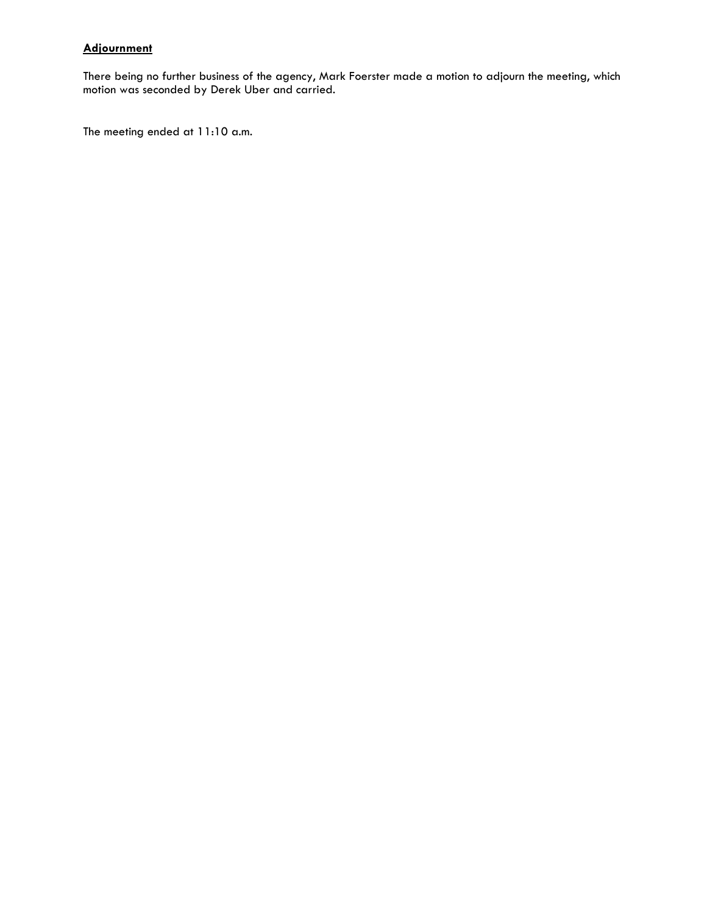**Adjournment**

There being no further business of the agency, Mark Foerster made a motion to adjourn the meeting, which motion was seconded by Derek Uber and carried.

The meeting ended at 11:10 a.m.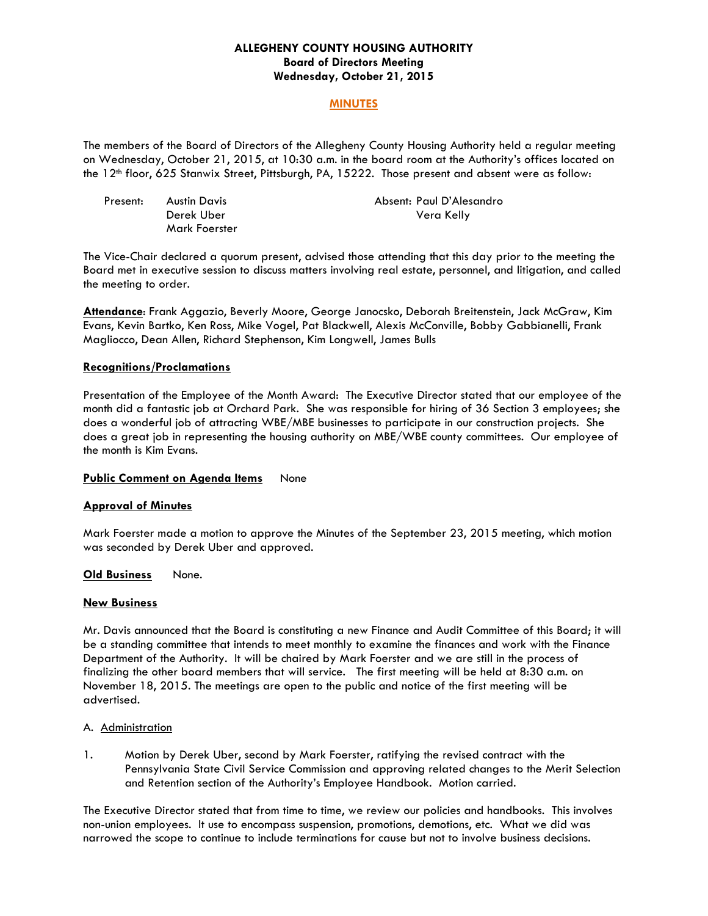**ALLEGHENY COUNTY HOUSING AUTHORITY**
**Board of Directors Meeting**
**Wednesday, October 21, 2015**

# MINUTES

The members of the Board of Directors of the Allegheny County Housing Authority held a regular meeting on Wednesday, October 21, 2015, at 10:30 a.m. in the board room at the Authority's offices located on the 12th floor, 625 Stanwix Street, Pittsburgh, PA, 15222. Those present and absent were as follow:

| Present: | | Absent: |
|---|---|---|
| | Austin Davis | Paul D'Alesandro |
| | Derek Uber | Vera Kelly |
| | Mark Foerster | |

The Vice-Chair declared a quorum present, advised those attending that this day prior to the meeting the Board met in executive session to discuss matters involving real estate, personnel, and litigation, and called the meeting to order.

**Attendance**: Frank Aggazio, Beverly Moore, George Janocsko, Deborah Breitenstein, Jack McGraw, Kim Evans, Kevin Bartko, Ken Ross, Mike Vogel, Pat Blackwell, Alexis McConville, Bobby Gabbianelli, Frank Magliocco, Dean Allen, Richard Stephenson, Kim Longwell, James Bulls

**Recognitions/Proclamations**

Presentation of the Employee of the Month Award: The Executive Director stated that our employee of the month did a fantastic job at Orchard Park. She was responsible for hiring of 36 Section 3 employees; she does a wonderful job of attracting WBE/MBE businesses to participate in our construction projects. She does a great job in representing the housing authority on MBE/WBE county committees. Our employee of the month is Kim Evans.

**Public Comment on Agenda Items** None

**Approval of Minutes**

Mark Foerster made a motion to approve the Minutes of the September 23, 2015 meeting, which motion was seconded by Derek Uber and approved.

**Old Business** None.

**New Business**

Mr. Davis announced that the Board is constituting a new Finance and Audit Committee of this Board; it will be a standing committee that intends to meet monthly to examine the finances and work with the Finance Department of the Authority. It will be chaired by Mark Foerster and we are still in the process of finalizing the other board members that will service. The first meeting will be held at 8:30 a.m. on November 18, 2015. The meetings are open to the public and notice of the first meeting will be advertised.

A. Administration

1. Motion by Derek Uber, second by Mark Foerster, ratifying the revised contract with the Pennsylvania State Civil Service Commission and approving related changes to the Merit Selection and Retention section of the Authority's Employee Handbook. Motion carried.

The Executive Director stated that from time to time, we review our policies and handbooks. This involves non-union employees. It use to encompass suspension, promotions, demotions, etc. What we did was narrowed the scope to continue to include terminations for cause but not to involve business decisions.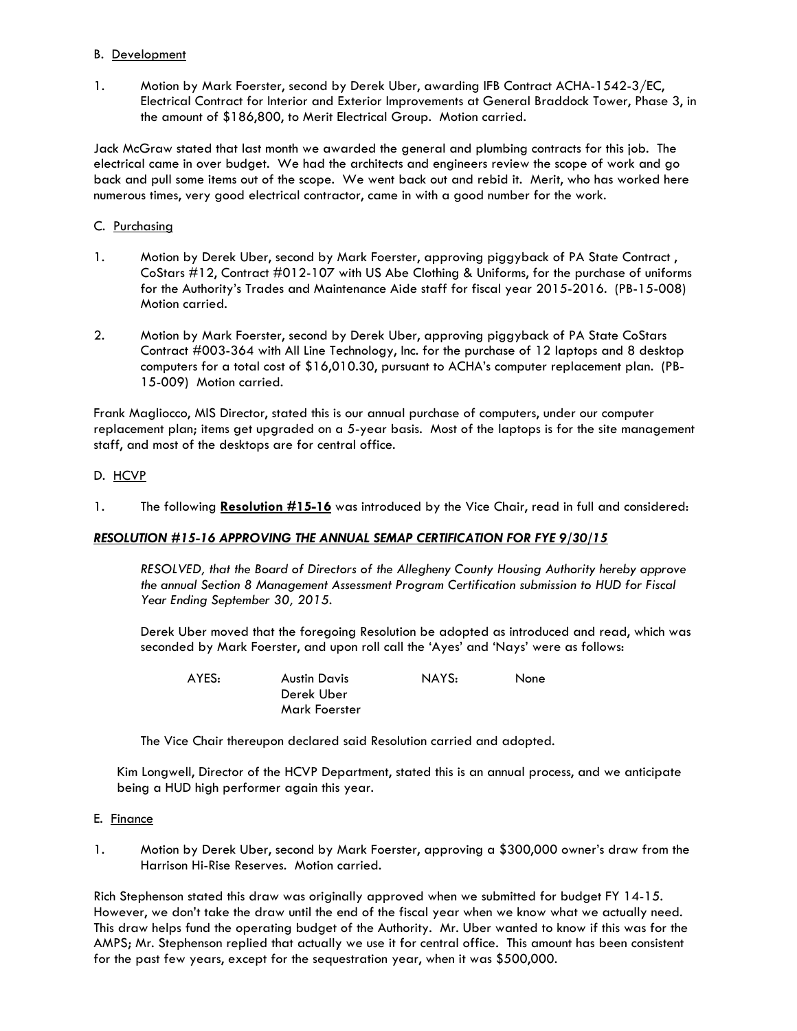B. Development

1. Motion by Mark Foerster, second by Derek Uber, awarding IFB Contract ACHA-1542-3/EC, Electrical Contract for Interior and Exterior Improvements at General Braddock Tower, Phase 3, in the amount of $186,800, to Merit Electrical Group. Motion carried.

Jack McGraw stated that last month we awarded the general and plumbing contracts for this job. The electrical came in over budget. We had the architects and engineers review the scope of work and go back and pull some items out of the scope. We went back out and rebid it. Merit, who has worked here numerous times, very good electrical contractor, came in with a good number for the work.

C. Purchasing

1. Motion by Derek Uber, second by Mark Foerster, approving piggyback of PA State Contract , CoStars #12, Contract #012-107 with US Abe Clothing & Uniforms, for the purchase of uniforms for the Authority's Trades and Maintenance Aide staff for fiscal year 2015-2016. (PB-15-008) Motion carried.

2. Motion by Mark Foerster, second by Derek Uber, approving piggyback of PA State CoStars Contract #003-364 with All Line Technology, Inc. for the purchase of 12 laptops and 8 desktop computers for a total cost of $16,010.30, pursuant to ACHA's computer replacement plan. (PB-15-009) Motion carried.

Frank Magliocco, MIS Director, stated this is our annual purchase of computers, under our computer replacement plan; items get upgraded on a 5-year basis. Most of the laptops is for the site management staff, and most of the desktops are for central office.

D. HCVP

1. The following **Resolution #15-16** was introduced by the Vice Chair, read in full and considered:

***RESOLUTION #15-16 APPROVING THE ANNUAL SEMAP CERTIFICATION FOR FYE 9/30/15***

*RESOLVED, that the Board of Directors of the Allegheny County Housing Authority hereby approve the annual Section 8 Management Assessment Program Certification submission to HUD for Fiscal Year Ending September 30, 2015.*

Derek Uber moved that the foregoing Resolution be adopted as introduced and read, which was seconded by Mark Foerster, and upon roll call the 'Ayes' and 'Nays' were as follows:

| AYES: | Austin Davis | NAYS: | None |
|---|---|---|---|
| | Derek Uber | | |
| | Mark Foerster | | |

The Vice Chair thereupon declared said Resolution carried and adopted.

Kim Longwell, Director of the HCVP Department, stated this is an annual process, and we anticipate being a HUD high performer again this year.

E. Finance

1. Motion by Derek Uber, second by Mark Foerster, approving a $300,000 owner's draw from the Harrison Hi-Rise Reserves. Motion carried.

Rich Stephenson stated this draw was originally approved when we submitted for budget FY 14-15. However, we don't take the draw until the end of the fiscal year when we know what we actually need. This draw helps fund the operating budget of the Authority. Mr. Uber wanted to know if this was for the AMPS; Mr. Stephenson replied that actually we use it for central office. This amount has been consistent for the past few years, except for the sequestration year, when it was $500,000.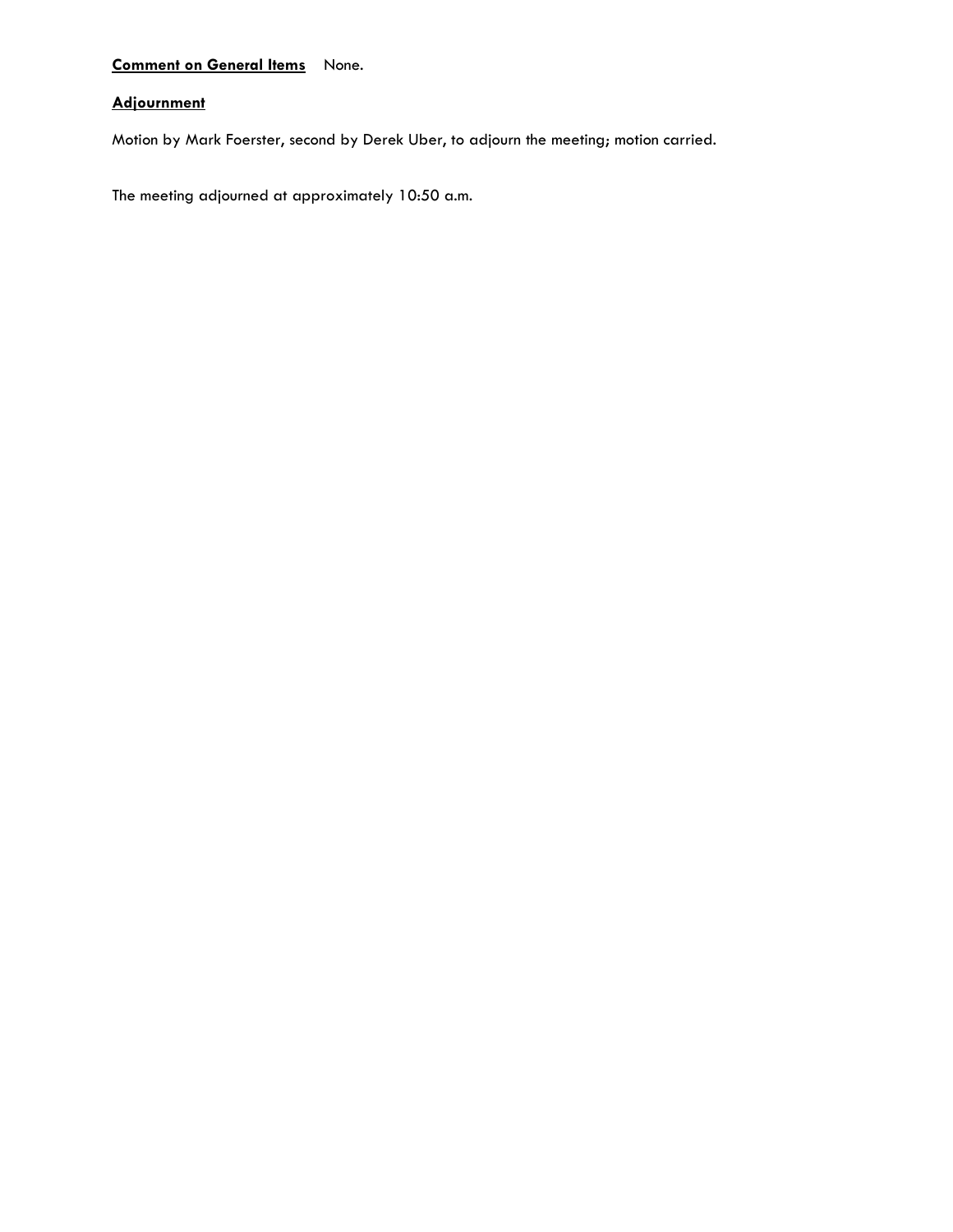**Comment on General Items** None.

**Adjournment**

Motion by Mark Foerster, second by Derek Uber, to adjourn the meeting; motion carried.

The meeting adjourned at approximately 10:50 a.m.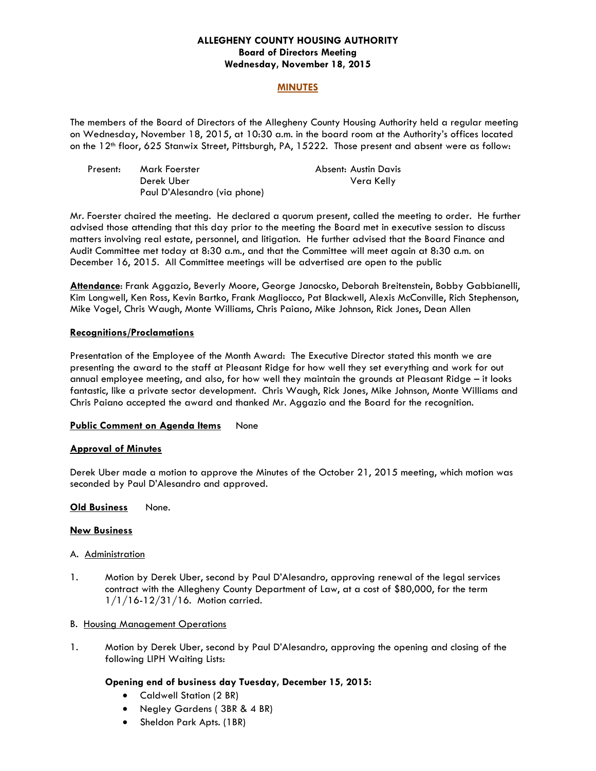**ALLEGHENY COUNTY HOUSING AUTHORITY**
**Board of Directors Meeting**
**Wednesday, November 18, 2015**

## MINUTES

The members of the Board of Directors of the Allegheny County Housing Authority held a regular meeting on Wednesday, November 18, 2015, at 10:30 a.m. in the board room at the Authority's offices located on the 12th floor, 625 Stanwix Street, Pittsburgh, PA, 15222. Those present and absent were as follow:

| Present: | | Absent: |
|---|---|---|
| | Mark Foerster | Austin Davis |
| | Derek Uber | Vera Kelly |
| | Paul D'Alesandro (via phone) | |

Mr. Foerster chaired the meeting. He declared a quorum present, called the meeting to order. He further advised those attending that this day prior to the meeting the Board met in executive session to discuss matters involving real estate, personnel, and litigation. He further advised that the Board Finance and Audit Committee met today at 8:30 a.m., and that the Committee will meet again at 8:30 a.m. on December 16, 2015. All Committee meetings will be advertised are open to the public

**Attendance**: Frank Aggazio, Beverly Moore, George Janocsko, Deborah Breitenstein, Bobby Gabbianelli, Kim Longwell, Ken Ross, Kevin Bartko, Frank Magliocco, Pat Blackwell, Alexis McConville, Rich Stephenson, Mike Vogel, Chris Waugh, Monte Williams, Chris Paiano, Mike Johnson, Rick Jones, Dean Allen

**Recognitions/Proclamations**

Presentation of the Employee of the Month Award: The Executive Director stated this month we are presenting the award to the staff at Pleasant Ridge for how well they set everything and work for out annual employee meeting, and also, for how well they maintain the grounds at Pleasant Ridge – it looks fantastic, like a private sector development. Chris Waugh, Rick Jones, Mike Johnson, Monte Williams and Chris Paiano accepted the award and thanked Mr. Aggazio and the Board for the recognition.

**Public Comment on Agenda Items** None

**Approval of Minutes**

Derek Uber made a motion to approve the Minutes of the October 21, 2015 meeting, which motion was seconded by Paul D'Alesandro and approved.

**Old Business** None.

**New Business**

A. Administration

1. Motion by Derek Uber, second by Paul D'Alesandro, approving renewal of the legal services contract with the Allegheny County Department of Law, at a cost of $80,000, for the term 1/1/16-12/31/16. Motion carried.

B. Housing Management Operations

1. Motion by Derek Uber, second by Paul D'Alesandro, approving the opening and closing of the following LIPH Waiting Lists:

   **Opening end of business day Tuesday, December 15, 2015:**
   - Caldwell Station (2 BR)
   - Negley Gardens ( 3BR & 4 BR)
   - Sheldon Park Apts. (1BR)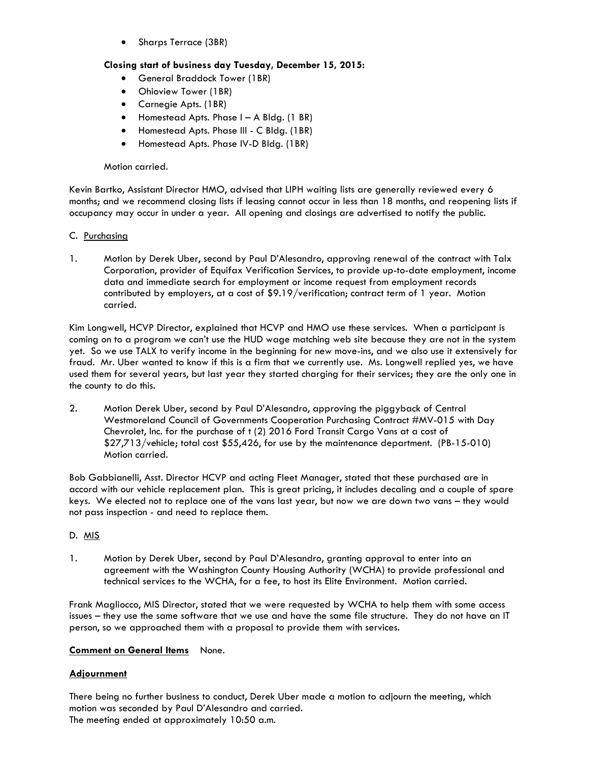- Sharps Terrace (3BR)

**Closing start of business day Tuesday, December 15, 2015:**

- General Braddock Tower (1BR)
- Ohioview Tower (1BR)
- Carnegie Apts. (1BR)
- Homestead Apts. Phase I – A Bldg. (1 BR)
- Homestead Apts. Phase III - C Bldg. (1BR)
- Homestead Apts. Phase IV-D Bldg. (1BR)

Motion carried.

Kevin Bartko, Assistant Director HMO, advised that LIPH waiting lists are generally reviewed every 6 months; and we recommend closing lists if leasing cannot occur in less than 18 months, and reopening lists if occupancy may occur in under a year. All opening and closings are advertised to notify the public.

C. Purchasing

1. Motion by Derek Uber, second by Paul D'Alesandro, approving renewal of the contract with Talx Corporation, provider of Equifax Verification Services, to provide up-to-date employment, income data and immediate search for employment or income request from employment records contributed by employers, at a cost of $9.19/verification; contract term of 1 year. Motion carried.

Kim Longwell, HCVP Director, explained that HCVP and HMO use these services. When a participant is coming on to a program we can't use the HUD wage matching web site because they are not in the system yet. So we use TALX to verify income in the beginning for new move-ins, and we also use it extensively for fraud. Mr. Uber wanted to know if this is a firm that we currently use. Ms. Longwell replied yes, we have used them for several years, but last year they started charging for their services; they are the only one in the county to do this.

2. Motion Derek Uber, second by Paul D'Alesandro, approving the piggyback of Central Westmoreland Council of Governments Cooperation Purchasing Contract #MV-015 with Day Chevrolet, Inc. for the purchase of t (2) 2016 Ford Transit Cargo Vans at a cost of $27,713/vehicle; total cost $55,426, for use by the maintenance department. (PB-15-010) Motion carried.

Bob Gabbianelli, Asst. Director HCVP and acting Fleet Manager, stated that these purchased are in accord with our vehicle replacement plan. This is great pricing, it includes decaling and a couple of spare keys. We elected not to replace one of the vans last year, but now we are down two vans – they would not pass inspection - and need to replace them.

D. MIS

1. Motion by Derek Uber, second by Paul D'Alesandro, granting approval to enter into an agreement with the Washington County Housing Authority (WCHA) to provide professional and technical services to the WCHA, for a fee, to host its Elite Environment. Motion carried.

Frank Magliocco, MIS Director, stated that we were requested by WCHA to help them with some access issues – they use the same software that we use and have the same file structure. They do not have an IT person, so we approached them with a proposal to provide them with services.

**Comment on General Items** None.

**Adjournment**

There being no further business to conduct, Derek Uber made a motion to adjourn the meeting, which motion was seconded by Paul D'Alesandro and carried.
The meeting ended at approximately 10:50 a.m.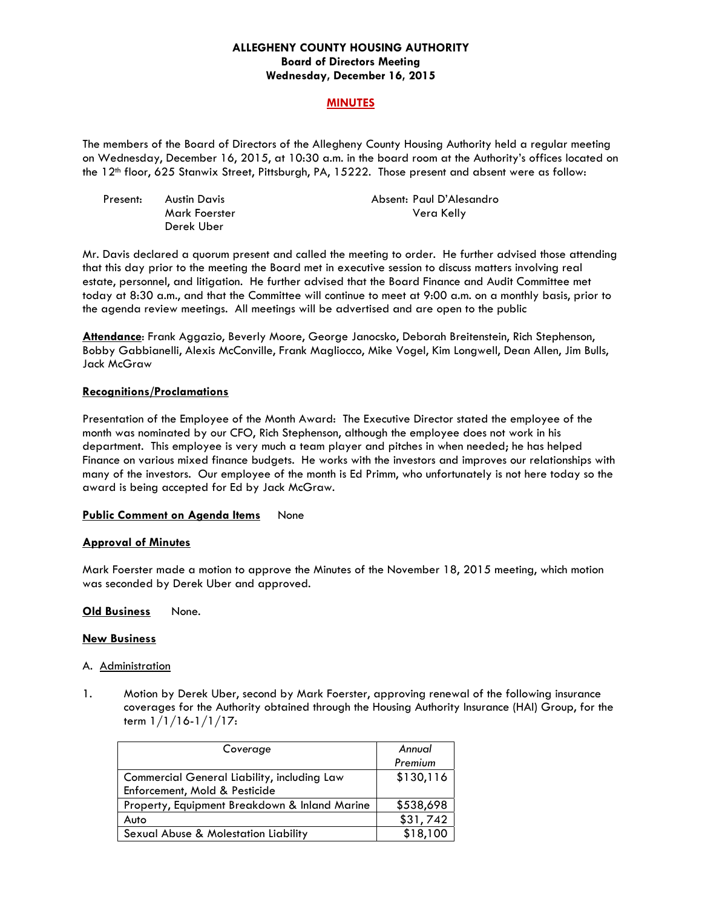**ALLEGHENY COUNTY HOUSING AUTHORITY**
**Board of Directors Meeting**
**Wednesday, December 16, 2015**

**MINUTES**

The members of the Board of Directors of the Allegheny County Housing Authority held a regular meeting on Wednesday, December 16, 2015, at 10:30 a.m. in the board room at the Authority's offices located on the 12th floor, 625 Stanwix Street, Pittsburgh, PA, 15222. Those present and absent were as follow:

Present: Austin Davis
Mark Foerster
Derek Uber

Absent: Paul D'Alesandro
Vera Kelly

Mr. Davis declared a quorum present and called the meeting to order. He further advised those attending that this day prior to the meeting the Board met in executive session to discuss matters involving real estate, personnel, and litigation. He further advised that the Board Finance and Audit Committee met today at 8:30 a.m., and that the Committee will continue to meet at 9:00 a.m. on a monthly basis, prior to the agenda review meetings. All meetings will be advertised and are open to the public

**Attendance**: Frank Aggazio, Beverly Moore, George Janocsko, Deborah Breitenstein, Rich Stephenson, Bobby Gabbianelli, Alexis McConville, Frank Magliocco, Mike Vogel, Kim Longwell, Dean Allen, Jim Bulls, Jack McGraw

**Recognitions/Proclamations**

Presentation of the Employee of the Month Award: The Executive Director stated the employee of the month was nominated by our CFO, Rich Stephenson, although the employee does not work in his department. This employee is very much a team player and pitches in when needed; he has helped Finance on various mixed finance budgets. He works with the investors and improves our relationships with many of the investors. Our employee of the month is Ed Primm, who unfortunately is not here today so the award is being accepted for Ed by Jack McGraw.

**Public Comment on Agenda Items** None

**Approval of Minutes**

Mark Foerster made a motion to approve the Minutes of the November 18, 2015 meeting, which motion was seconded by Derek Uber and approved.

**Old Business** None.

**New Business**

A. Administration

1. Motion by Derek Uber, second by Mark Foerster, approving renewal of the following insurance coverages for the Authority obtained through the Housing Authority Insurance (HAI) Group, for the term 1/1/16-1/1/17:

| *Coverage* | *Annual Premium* |
|---|---|
| Commercial General Liability, including Law Enforcement, Mold & Pesticide | $130,116 |
| Property, Equipment Breakdown & Inland Marine | $538,698 |
| Auto | $31,742 |
| Sexual Abuse & Molestation Liability | $18,100 |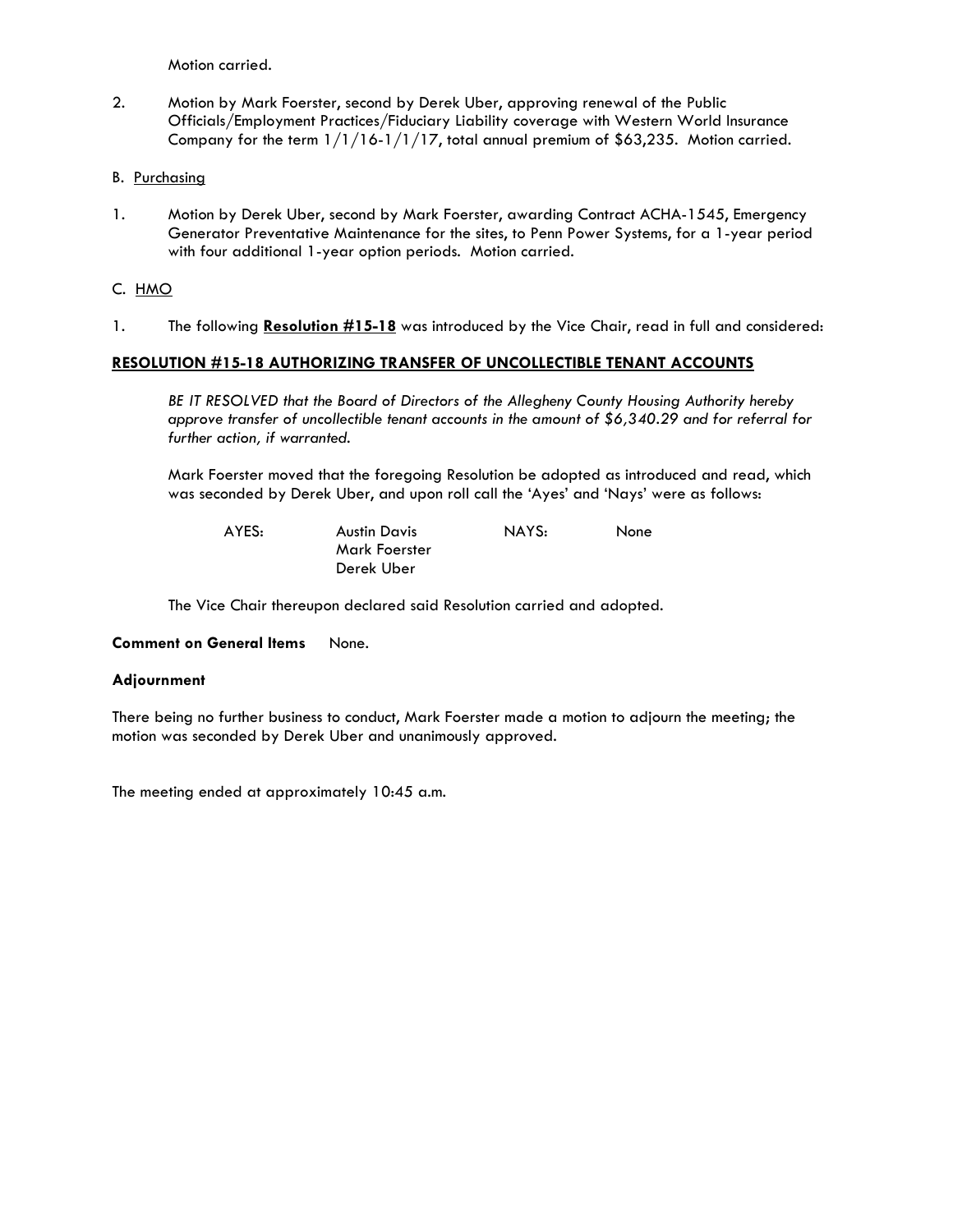Motion carried.

2. Motion by Mark Foerster, second by Derek Uber, approving renewal of the Public Officials/Employment Practices/Fiduciary Liability coverage with Western World Insurance Company for the term 1/1/16-1/1/17, total annual premium of $63,235. Motion carried.

B. Purchasing

1. Motion by Derek Uber, second by Mark Foerster, awarding Contract ACHA-1545, Emergency Generator Preventative Maintenance for the sites, to Penn Power Systems, for a 1-year period with four additional 1-year option periods. Motion carried.

C. HMO

1. The following **Resolution #15-18** was introduced by the Vice Chair, read in full and considered:

**RESOLUTION #15-18 AUTHORIZING TRANSFER OF UNCOLLECTIBLE TENANT ACCOUNTS**

*BE IT RESOLVED that the Board of Directors of the Allegheny County Housing Authority hereby approve transfer of uncollectible tenant accounts in the amount of $6,340.29 and for referral for further action, if warranted.*

Mark Foerster moved that the foregoing Resolution be adopted as introduced and read, which was seconded by Derek Uber, and upon roll call the 'Ayes' and 'Nays' were as follows:

| | | | |
|---|---|---|---|
| AYES: | Austin Davis | NAYS: | None |
| | Mark Foerster | | |
| | Derek Uber | | |

The Vice Chair thereupon declared said Resolution carried and adopted.

**Comment on General Items** None.

**Adjournment**

There being no further business to conduct, Mark Foerster made a motion to adjourn the meeting; the motion was seconded by Derek Uber and unanimously approved.

The meeting ended at approximately 10:45 a.m.